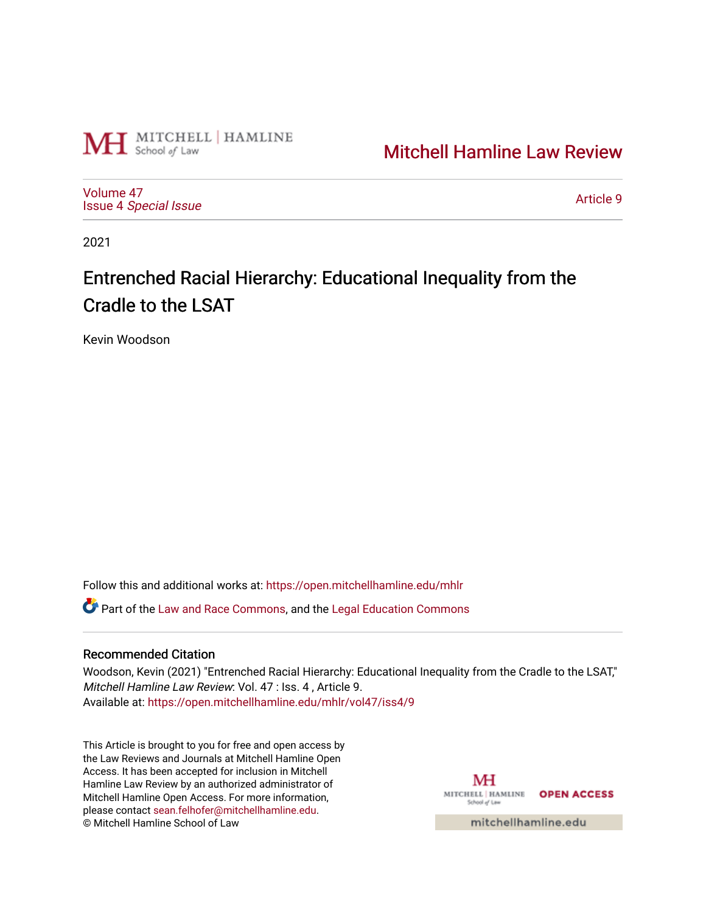Mitchell Hamline Law Review

Volume 47
Issue 4 *Special Issue*

Article 9

2021

# Entrenched Racial Hierarchy: Educational Inequality from the Cradle to the LSAT

Kevin Woodson

Follow this and additional works at: https://open.mitchellhamline.edu/mhlr

Part of the Law and Race Commons, and the Legal Education Commons

## Recommended Citation

Woodson, Kevin (2021) "Entrenched Racial Hierarchy: Educational Inequality from the Cradle to the LSAT," *Mitchell Hamline Law Review*: Vol. 47 : Iss. 4 , Article 9.
Available at: https://open.mitchellhamline.edu/mhlr/vol47/iss4/9

This Article is brought to you for free and open access by the Law Reviews and Journals at Mitchell Hamline Open Access. It has been accepted for inclusion in Mitchell Hamline Law Review by an authorized administrator of Mitchell Hamline Open Access. For more information, please contact sean.felhofer@mitchellhamline.edu.
© Mitchell Hamline School of Law

OPEN ACCESS

mitchellhamline.edu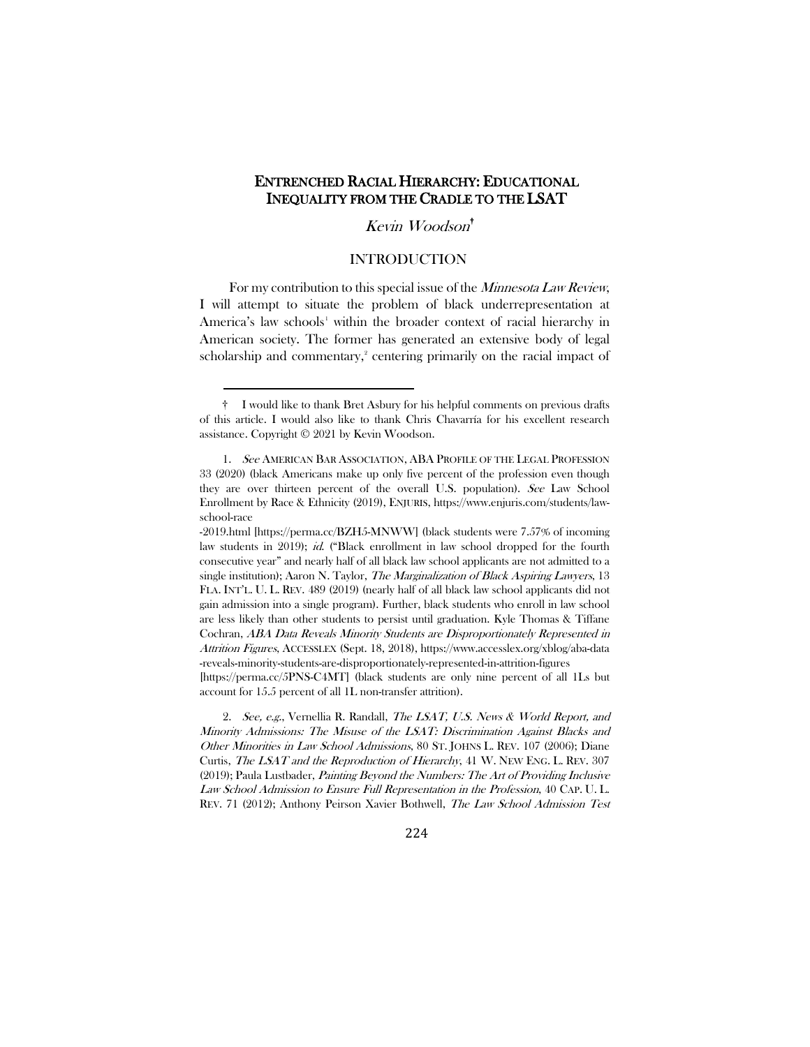# ENTRENCHED RACIAL HIERARCHY: EDUCATIONAL INEQUALITY FROM THE CRADLE TO THE LSAT

*Kevin Woodson*†

## INTRODUCTION

For my contribution to this special issue of the *Minnesota Law Review*, I will attempt to situate the problem of black underrepresentation at America's law schools[1] within the broader context of racial hierarchy in American society. The former has generated an extensive body of legal scholarship and commentary,[2] centering primarily on the racial impact of

---

† I would like to thank Bret Asbury for his helpful comments on previous drafts of this article. I would also like to thank Chris Chavarría for his excellent research assistance. Copyright © 2021 by Kevin Woodson.

1. *See* AMERICAN BAR ASSOCIATION, ABA PROFILE OF THE LEGAL PROFESSION 33 (2020) (black Americans make up only five percent of the profession even though they are over thirteen percent of the overall U.S. population). *See* Law School Enrollment by Race & Ethnicity (2019), ENJURIS, https://www.enjuris.com/students/law-school-race-2019.html [https://perma.cc/BZH5-MNWW] (black students were 7.57% of incoming law students in 2019); *id.* ("Black enrollment in law school dropped for the fourth consecutive year" and nearly half of all black law school applicants are not admitted to a single institution); Aaron N. Taylor, *The Marginalization of Black Aspiring Lawyers*, 13 FLA. INT'L. U. L. REV. 489 (2019) (nearly half of all black law school applicants did not gain admission into a single program). Further, black students who enroll in law school are less likely than other students to persist until graduation. Kyle Thomas & Tiffane Cochran, *ABA Data Reveals Minority Students are Disproportionately Represented in Attrition Figures*, ACCESSLEX (Sept. 18, 2018), https://www.accesslex.org/xblog/aba-data-reveals-minority-students-are-disproportionately-represented-in-attrition-figures [https://perma.cc/5PNS-C4MT] (black students are only nine percent of all 1Ls but account for 15.5 percent of all 1L non-transfer attrition).

2. *See, e.g.*, Vernellia R. Randall, *The LSAT, U.S. News & World Report, and Minority Admissions: The Misuse of the LSAT: Discrimination Against Blacks and Other Minorities in Law School Admissions*, 80 ST. JOHNS L. REV. 107 (2006); Diane Curtis, *The LSAT and the Reproduction of Hierarchy*, 41 W. NEW ENG. L. REV. 307 (2019); Paula Lustbader, *Painting Beyond the Numbers: The Art of Providing Inclusive Law School Admission to Ensure Full Representation in the Profession*, 40 CAP. U. L. REV. 71 (2012); Anthony Peirson Xavier Bothwell, *The Law School Admission Test*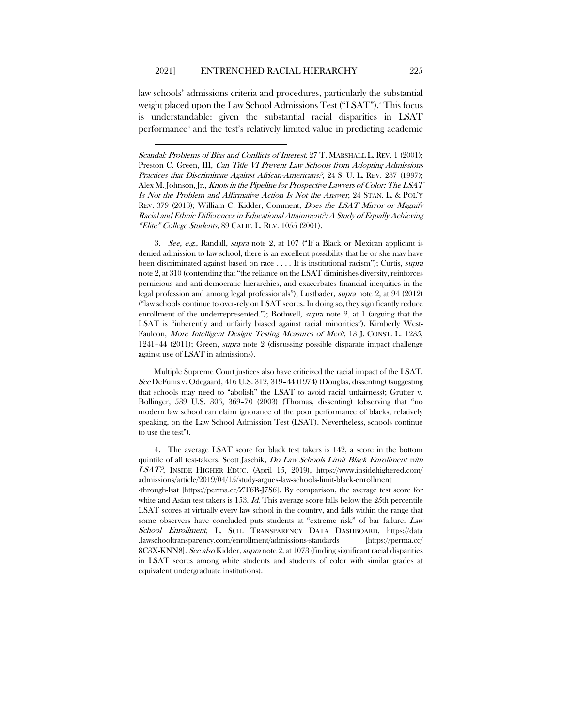law schools' admissions criteria and procedures, particularly the substantial weight placed upon the Law School Admissions Test ("LSAT").[3] This focus is understandable: given the substantial racial disparities in LSAT performance[4] and the test's relatively limited value in predicting academic

---

*Scandal: Problems of Bias and Conflicts of Interest*, 27 T. MARSHALL L. REV. 1 (2001); Preston C. Green, III, *Can Title VI Prevent Law Schools from Adopting Admissions Practices that Discriminate Against African-Americans?*, 24 S. U. L. REV. 237 (1997); Alex M. Johnson, Jr., *Knots in the Pipeline for Prospective Lawyers of Color: The LSAT Is Not the Problem and Affirmative Action Is Not the Answer*, 24 STAN. L. & POL'Y REV. 379 (2013); William C. Kidder, Comment, *Does the LSAT Mirror or Magnify Racial and Ethnic Differences in Educational Attainment?: A Study of Equally Achieving "Elite" College Students*, 89 CALIF. L. REV. 1055 (2001).

3. *See, e.g.*, Randall, *supra* note 2, at 107 ("If a Black or Mexican applicant is denied admission to law school, there is an excellent possibility that he or she may have been discriminated against based on race . . . . It is institutional racism"); Curtis, *supra* note 2, at 310 (contending that "the reliance on the LSAT diminishes diversity, reinforces pernicious and anti-democratic hierarchies, and exacerbates financial inequities in the legal profession and among legal professionals"); Lustbader, *supra* note 2, at 94 (2012) ("law schools continue to over-rely on LSAT scores. In doing so, they significantly reduce enrollment of the underrepresented."); Bothwell, *supra* note 2, at 1 (arguing that the LSAT is "inherently and unfairly biased against racial minorities"). Kimberly West-Faulcon, *More Intelligent Design: Testing Measures of Merit*, 13 J. CONST. L. 1235, 1241–44 (2011); Green, *supra* note 2 (discussing possible disparate impact challenge against use of LSAT in admissions).

Multiple Supreme Court justices also have criticized the racial impact of the LSAT. *See* DeFunis v. Odegaard, 416 U.S. 312, 319–44 (1974) (Douglas, dissenting) (suggesting that schools may need to "abolish" the LSAT to avoid racial unfairness); Grutter v. Bollinger, 539 U.S. 306, 369–70 (2003) (Thomas, dissenting) (observing that "no modern law school can claim ignorance of the poor performance of blacks, relatively speaking, on the Law School Admission Test (LSAT). Nevertheless, schools continue to use the test").

4. The average LSAT score for black test takers is 142, a score in the bottom quintile of all test-takers. Scott Jaschik, *Do Law Schools Limit Black Enrollment with LSAT?*, INSIDE HIGHER EDUC. (April 15, 2019), https://www.insidehighered.com/admissions/article/2019/04/15/study-argues-law-schools-limit-black-enrollment-through-lsat [https://perma.cc/ZT6B-J7S6]. By comparison, the average test score for white and Asian test takers is 153. *Id.* This average score falls below the 25th percentile LSAT scores at virtually every law school in the country, and falls within the range that some observers have concluded puts students at "extreme risk" of bar failure. *Law School Enrollment*, L. SCH. TRANSPARENCY DATA DASHBOARD, https://data.lawschooltransparency.com/enrollment/admissions-standards [https://perma.cc/8C3X-KNN8]. *See also* Kidder, *supra* note 2, at 1073 (finding significant racial disparities in LSAT scores among white students and students of color with similar grades at equivalent undergraduate institutions).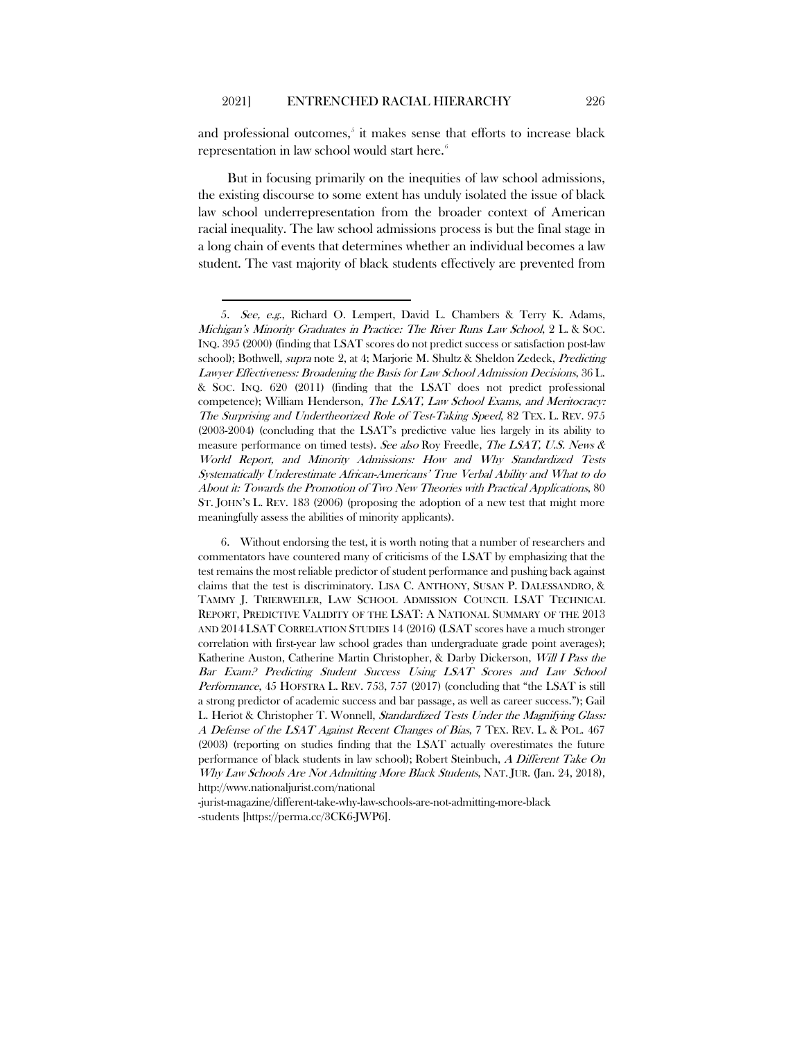and professional outcomes,[5] it makes sense that efforts to increase black representation in law school would start here.[6]

But in focusing primarily on the inequities of law school admissions, the existing discourse to some extent has unduly isolated the issue of black law school underrepresentation from the broader context of American racial inequality. The law school admissions process is but the final stage in a long chain of events that determines whether an individual becomes a law student. The vast majority of black students effectively are prevented from

---

5. *See, e.g.*, Richard O. Lempert, David L. Chambers & Terry K. Adams, *Michigan's Minority Graduates in Practice: The River Runs Law School*, 2 L. & SOC. INQ. 395 (2000) (finding that LSAT scores do not predict success or satisfaction post-law school); Bothwell, *supra* note 2, at 4; Marjorie M. Shultz & Sheldon Zedeck, *Predicting Lawyer Effectiveness: Broadening the Basis for Law School Admission Decisions*, 36 L. & SOC. INQ. 620 (2011) (finding that the LSAT does not predict professional competence); William Henderson, *The LSAT, Law School Exams, and Meritocracy: The Surprising and Undertheorized Role of Test-Taking Speed*, 82 TEX. L. REV. 975 (2003-2004) (concluding that the LSAT's predictive value lies largely in its ability to measure performance on timed tests). *See also* Roy Freedle, *The LSAT, U.S. News & World Report, and Minority Admissions: How and Why Standardized Tests Systematically Underestimate African-Americans' True Verbal Ability and What to do About it: Towards the Promotion of Two New Theories with Practical Applications*, 80 ST. JOHN'S L. REV. 183 (2006) (proposing the adoption of a new test that might more meaningfully assess the abilities of minority applicants).

6. Without endorsing the test, it is worth noting that a number of researchers and commentators have countered many of criticisms of the LSAT by emphasizing that the test remains the most reliable predictor of student performance and pushing back against claims that the test is discriminatory. LISA C. ANTHONY, SUSAN P. DALESSANDRO, & TAMMY J. TRIERWEILER, LAW SCHOOL ADMISSION COUNCIL LSAT TECHNICAL REPORT, PREDICTIVE VALIDITY OF THE LSAT: A NATIONAL SUMMARY OF THE 2013 AND 2014 LSAT CORRELATION STUDIES 14 (2016) (LSAT scores have a much stronger correlation with first-year law school grades than undergraduate grade point averages); Katherine Auston, Catherine Martin Christopher, & Darby Dickerson, *Will I Pass the Bar Exam? Predicting Student Success Using LSAT Scores and Law School Performance*, 45 HOFSTRA L. REV. 753, 757 (2017) (concluding that "the LSAT is still a strong predictor of academic success and bar passage, as well as career success."); Gail L. Heriot & Christopher T. Wonnell, *Standardized Tests Under the Magnifying Glass: A Defense of the LSAT Against Recent Changes of Bias*, 7 TEX. REV. L. & POL. 467 (2003) (reporting on studies finding that the LSAT actually overestimates the future performance of black students in law school); Robert Steinbuch, *A Different Take On Why Law Schools Are Not Admitting More Black Students*, NAT. JUR. (Jan. 24, 2018), http://www.nationaljurist.com/national-jurist-magazine/different-take-why-law-schools-are-not-admitting-more-black-students [https://perma.cc/3CK6-JWP6].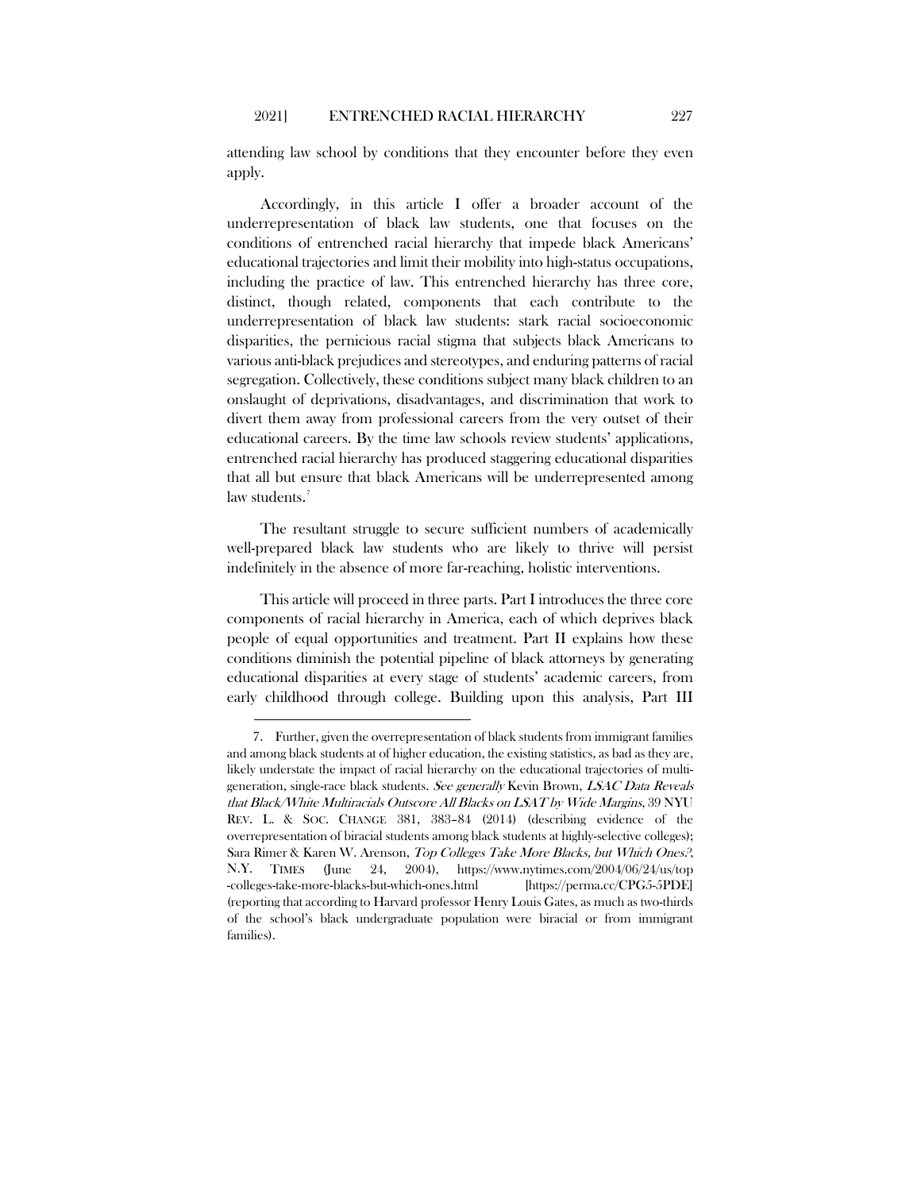attending law school by conditions that they encounter before they even apply.

Accordingly, in this article I offer a broader account of the underrepresentation of black law students, one that focuses on the conditions of entrenched racial hierarchy that impede black Americans' educational trajectories and limit their mobility into high-status occupations, including the practice of law. This entrenched hierarchy has three core, distinct, though related, components that each contribute to the underrepresentation of black law students: stark racial socioeconomic disparities, the pernicious racial stigma that subjects black Americans to various anti-black prejudices and stereotypes, and enduring patterns of racial segregation. Collectively, these conditions subject many black children to an onslaught of deprivations, disadvantages, and discrimination that work to divert them away from professional careers from the very outset of their educational careers. By the time law schools review students' applications, entrenched racial hierarchy has produced staggering educational disparities that all but ensure that black Americans will be underrepresented among law students.[7]

The resultant struggle to secure sufficient numbers of academically well-prepared black law students who are likely to thrive will persist indefinitely in the absence of more far-reaching, holistic interventions.

This article will proceed in three parts. Part I introduces the three core components of racial hierarchy in America, each of which deprives black people of equal opportunities and treatment. Part II explains how these conditions diminish the potential pipeline of black attorneys by generating educational disparities at every stage of students' academic careers, from early childhood through college. Building upon this analysis, Part III

---

7. Further, given the overrepresentation of black students from immigrant families and among black students at of higher education, the existing statistics, as bad as they are, likely understate the impact of racial hierarchy on the educational trajectories of multi-generation, single-race black students. *See generally* Kevin Brown, *LSAC Data Reveals that Black/White Multiracials Outscore All Blacks on LSAT by Wide Margins*, 39 NYU REV. L. & SOC. CHANGE 381, 383–84 (2014) (describing evidence of the overrepresentation of biracial students among black students at highly-selective colleges); Sara Rimer & Karen W. Arenson, *Top Colleges Take More Blacks, but Which Ones?*, N.Y. TIMES (June 24, 2004), https://www.nytimes.com/2004/06/24/us/top-colleges-take-more-blacks-but-which-ones.html [https://perma.cc/CPG5-5PDE] (reporting that according to Harvard professor Henry Louis Gates, as much as two-thirds of the school's black undergraduate population were biracial or from immigrant families).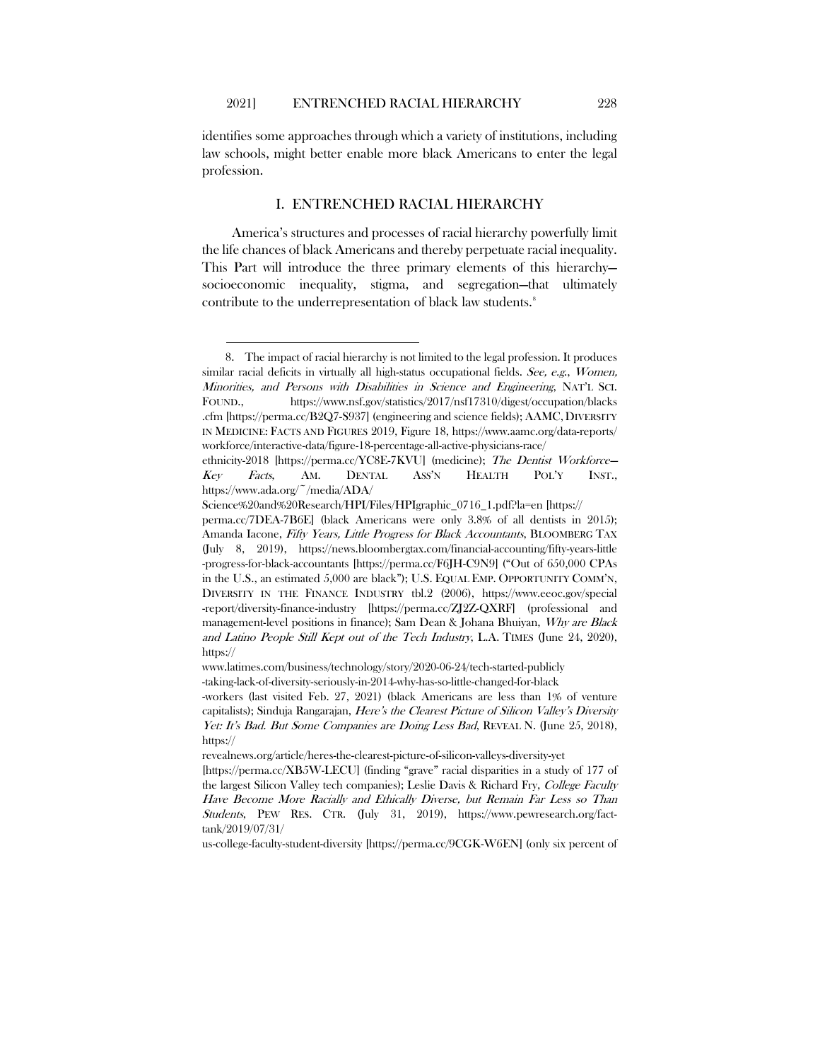identifies some approaches through which a variety of institutions, including law schools, might better enable more black Americans to enter the legal profession.

## I. ENTRENCHED RACIAL HIERARCHY

America's structures and processes of racial hierarchy powerfully limit the life chances of black Americans and thereby perpetuate racial inequality. This Part will introduce the three primary elements of this hierarchy—socioeconomic inequality, stigma, and segregation—that ultimately contribute to the underrepresentation of black law students.[8]

---

8. The impact of racial hierarchy is not limited to the legal profession. It produces similar racial deficits in virtually all high-status occupational fields. *See, e.g.*, *Women, Minorities, and Persons with Disabilities in Science and Engineering*, NAT'L SCI. FOUND., https://www.nsf.gov/statistics/2017/nsf17310/digest/occupation/blacks.cfm [https://perma.cc/B2Q7-S937] (engineering and science fields); AAMC, DIVERSITY IN MEDICINE: FACTS AND FIGURES 2019, Figure 18, https://www.aamc.org/data-reports/workforce/interactive-data/figure-18-percentage-all-active-physicians-race/ethnicity-2018 [https://perma.cc/YC8E-7KVU] (medicine); *The Dentist Workforce—Key Facts*, AM. DENTAL ASS'N HEALTH POL'Y INST., https://www.ada.org/~/media/ADA/Science%20and%20Research/HPI/Files/HPIgraphic_0716_1.pdf?la=en [https://perma.cc/7DEA-7B6E] (black Americans were only 3.8% of all dentists in 2015); Amanda Iacone, *Fifty Years, Little Progress for Black Accountants*, BLOOMBERG TAX (July 8, 2019), https://news.bloombergtax.com/financial-accounting/fifty-years-little-progress-for-black-accountants [https://perma.cc/F6JH-C9N9] ("Out of 650,000 CPAs in the U.S., an estimated 5,000 are black"); U.S. EQUAL EMP. OPPORTUNITY COMM'N, DIVERSITY IN THE FINANCE INDUSTRY tbl.2 (2006), https://www.eeoc.gov/special-report/diversity-finance-industry [https://perma.cc/ZJ2Z-QXRF] (professional and management-level positions in finance); Sam Dean & Johana Bhuiyan, *Why are Black and Latino People Still Kept out of the Tech Industry*, L.A. TIMES (June 24, 2020), https://www.latimes.com/business/technology/story/2020-06-24/tech-started-publicly-taking-lack-of-diversity-seriously-in-2014-why-has-so-little-changed-for-black-workers (last visited Feb. 27, 2021) (black Americans are less than 1% of venture capitalists); Sinduja Rangarajan, *Here's the Clearest Picture of Silicon Valley's Diversity Yet: It's Bad. But Some Companies are Doing Less Bad*, REVEAL N. (June 25, 2018), https://revealnews.org/article/heres-the-clearest-picture-of-silicon-valleys-diversity-yet [https://perma.cc/XB5W-LECU] (finding "grave" racial disparities in a study of 177 of the largest Silicon Valley tech companies); Leslie Davis & Richard Fry, *College Faculty Have Become More Racially and Ethically Diverse, but Remain Far Less so Than Students*, PEW RES. CTR. (July 31, 2019), https://www.pewresearch.org/fact-tank/2019/07/31/us-college-faculty-student-diversity [https://perma.cc/9CGK-W6EN] (only six percent of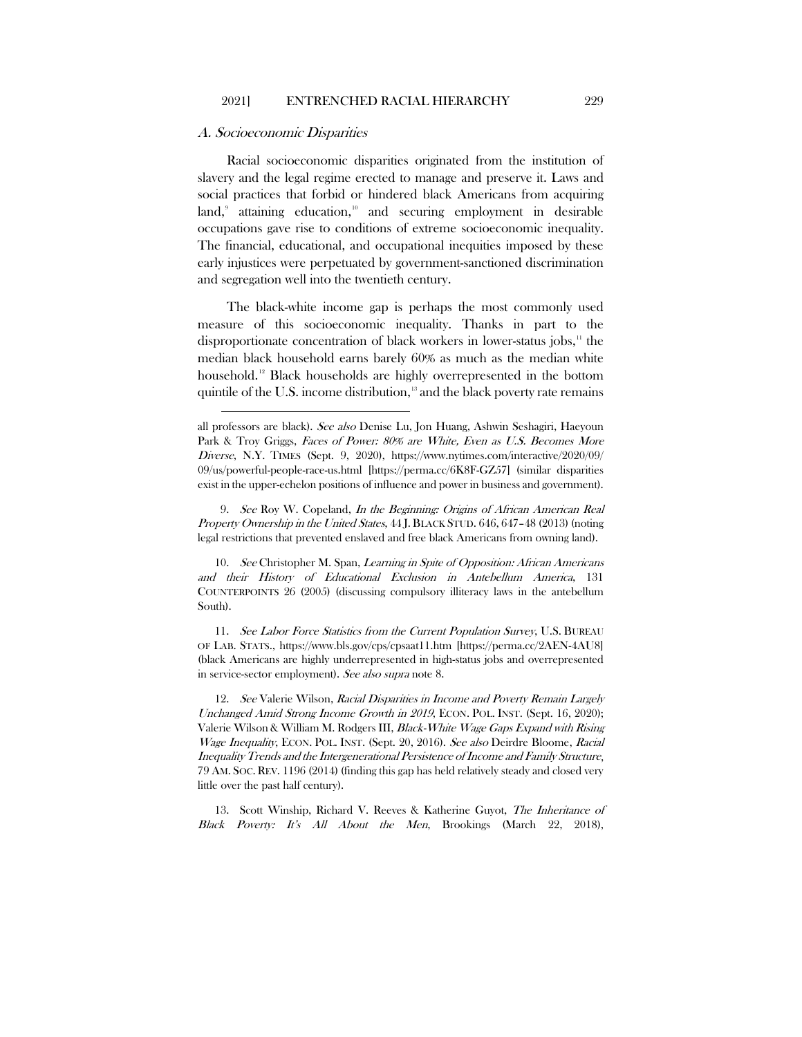### A. *Socioeconomic Disparities*

Racial socioeconomic disparities originated from the institution of slavery and the legal regime erected to manage and preserve it. Laws and social practices that forbid or hindered black Americans from acquiring land,[9] attaining education,[10] and securing employment in desirable occupations gave rise to conditions of extreme socioeconomic inequality. The financial, educational, and occupational inequities imposed by these early injustices were perpetuated by government-sanctioned discrimination and segregation well into the twentieth century.

The black-white income gap is perhaps the most commonly used measure of this socioeconomic inequality. Thanks in part to the disproportionate concentration of black workers in lower-status jobs,[11] the median black household earns barely 60% as much as the median white household.[12] Black households are highly overrepresented in the bottom quintile of the U.S. income distribution,[13] and the black poverty rate remains

---

all professors are black). *See also* Denise Lu, Jon Huang, Ashwin Seshagiri, Haeyoun Park & Troy Griggs, *Faces of Power: 80% are White, Even as U.S. Becomes More Diverse*, N.Y. TIMES (Sept. 9, 2020), https://www.nytimes.com/interactive/2020/09/09/us/powerful-people-race-us.html [https://perma.cc/6K8F-GZ57] (similar disparities exist in the upper-echelon positions of influence and power in business and government).

9. *See* Roy W. Copeland, *In the Beginning: Origins of African American Real Property Ownership in the United States*, 44 J. BLACK STUD. 646, 647–48 (2013) (noting legal restrictions that prevented enslaved and free black Americans from owning land).

10. *See* Christopher M. Span, *Learning in Spite of Opposition: African Americans and their History of Educational Exclusion in Antebellum America*, 131 COUNTERPOINTS 26 (2005) (discussing compulsory illiteracy laws in the antebellum South).

11. *See Labor Force Statistics from the Current Population Survey*, U.S. BUREAU OF LAB. STATS., https://www.bls.gov/cps/cpsaat11.htm [https://perma.cc/2AEN-4AU8] (black Americans are highly underrepresented in high-status jobs and overrepresented in service-sector employment). *See also supra* note 8.

12. *See* Valerie Wilson, *Racial Disparities in Income and Poverty Remain Largely Unchanged Amid Strong Income Growth in 2019*, ECON. POL. INST. (Sept. 16, 2020); Valerie Wilson & William M. Rodgers III, *Black-White Wage Gaps Expand with Rising Wage Inequality*, ECON. POL. INST. (Sept. 20, 2016). *See also* Deirdre Bloome, *Racial Inequality Trends and the Intergenerational Persistence of Income and Family Structure*, 79 AM. SOC. REV. 1196 (2014) (finding this gap has held relatively steady and closed very little over the past half century).

13. Scott Winship, Richard V. Reeves & Katherine Guyot, *The Inheritance of Black Poverty: It's All About the Men*, Brookings (March 22, 2018),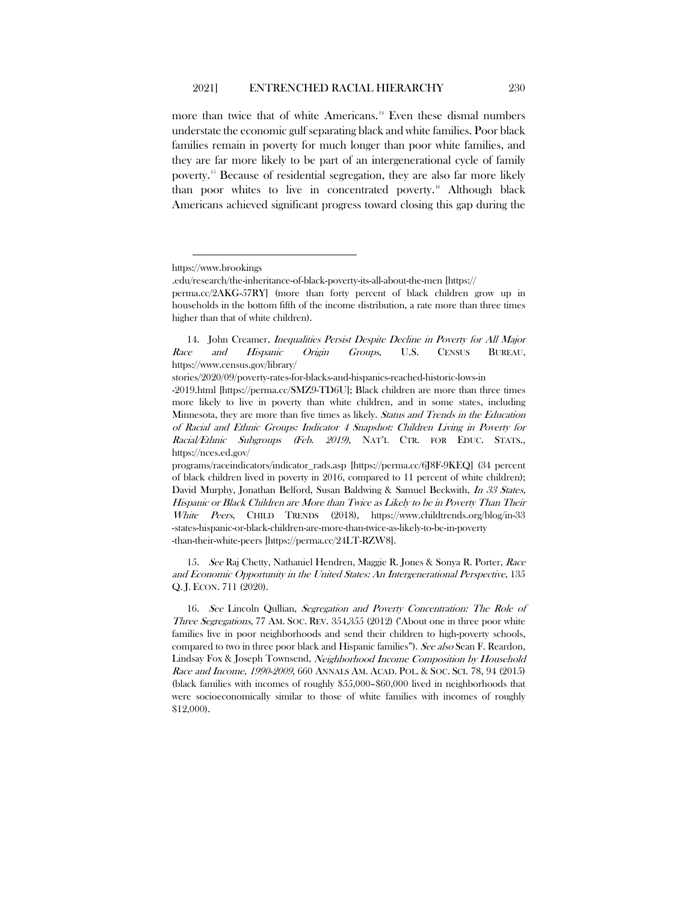more than twice that of white Americans.[14] Even these dismal numbers understate the economic gulf separating black and white families. Poor black families remain in poverty for much longer than poor white families, and they are far more likely to be part of an intergenerational cycle of family poverty.[15] Because of residential segregation, they are also far more likely than poor whites to live in concentrated poverty.[16] Although black Americans achieved significant progress toward closing this gap during the

---

https://www.brookings .edu/research/the-inheritance-of-black-poverty-its-all-about-the-men [https:// perma.cc/2AKG-57RY] (more than forty percent of black children grow up in households in the bottom fifth of the income distribution, a rate more than three times higher than that of white children).

14. John Creamer, *Inequalities Persist Despite Decline in Poverty for All Major Race and Hispanic Origin Groups*, U.S. CENSUS BUREAU, https://www.census.gov/library/ stories/2020/09/poverty-rates-for-blacks-and-hispanics-reached-historic-lows-in -2019.html [https://perma.cc/SMZ9-TD6U]; Black children are more than three times more likely to live in poverty than white children, and in some states, including Minnesota, they are more than five times as likely. *Status and Trends in the Education of Racial and Ethnic Groups: Indicator 4 Snapshot: Children Living in Poverty for Racial/Ethnic Subgroups (Feb. 2019)*, NAT'L CTR. FOR EDUC. STATS., https://nces.ed.gov/ programs/raceindicators/indicator_rads.asp [https://perma.cc/6J8F-9KEQ] (34 percent of black children lived in poverty in 2016, compared to 11 percent of white children); David Murphy, Jonathan Belford, Susan Baldwing & Samuel Beckwith, *In 33 States, Hispanic or Black Children are More than Twice as Likely to be in Poverty Than Their White Peers*, CHILD TRENDS (2018), https://www.childtrends.org/blog/in-33 -states-hispanic-or-black-children-are-more-than-twice-as-likely-to-be-in-poverty -than-their-white-peers [https://perma.cc/24LT-RZW8].

15. *See* Raj Chetty, Nathaniel Hendren, Maggie R. Jones & Sonya R. Porter, *Race and Economic Opportunity in the United States: An Intergenerational Perspective*, 135 Q. J. ECON. 711 (2020).

16. *See* Lincoln Qullian, *Segregation and Poverty Concentration: The Role of Three Segregations*, 77 AM. SOC. REV. 354,355 (2012) ("About one in three poor white families live in poor neighborhoods and send their children to high-poverty schools, compared to two in three poor black and Hispanic families"). *See also* Sean F. Reardon, Lindsay Fox & Joseph Townsend, *Neighborhood Income Composition by Household Race and Income, 1990-2009*, 660 ANNALS AM. ACAD. POL. & SOC. SCI. 78, 94 (2015) (black families with incomes of roughly \$55,000–\$60,000 lived in neighborhoods that were socioeconomically similar to those of white families with incomes of roughly \$12,000).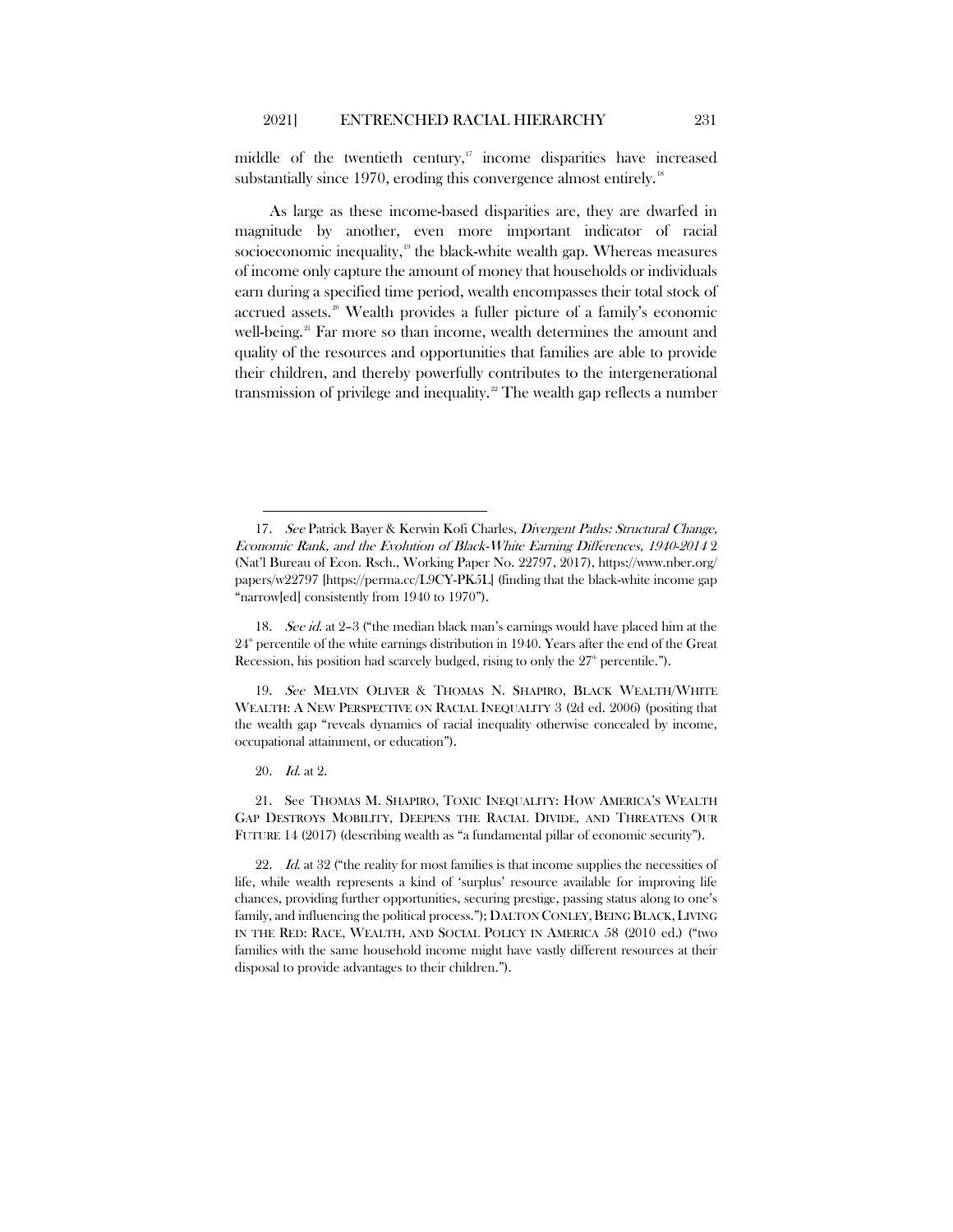middle of the twentieth century,[17] income disparities have increased substantially since 1970, eroding this convergence almost entirely.[18]

As large as these income-based disparities are, they are dwarfed in magnitude by another, even more important indicator of racial socioeconomic inequality,[19] the black-white wealth gap. Whereas measures of income only capture the amount of money that households or individuals earn during a specified time period, wealth encompasses their total stock of accrued assets.[20] Wealth provides a fuller picture of a family's economic well-being.[21] Far more so than income, wealth determines the amount and quality of the resources and opportunities that families are able to provide their children, and thereby powerfully contributes to the intergenerational transmission of privilege and inequality.[22] The wealth gap reflects a number

---

17. *See* Patrick Bayer & Kerwin Kofi Charles, *Divergent Paths: Structural Change, Economic Rank, and the Evolution of Black-White Earning Differences, 1940-2014* 2 (Nat'l Bureau of Econ. Rsch., Working Paper No. 22797, 2017), https://www.nber.org/papers/w22797 [https://perma.cc/L9CY-PK5L] (finding that the black-white income gap "narrow[ed] consistently from 1940 to 1970").

18. *See id.* at 2–3 ("the median black man's earnings would have placed him at the 24th percentile of the white earnings distribution in 1940. Years after the end of the Great Recession, his position had scarcely budged, rising to only the 27th percentile.").

19. *See* MELVIN OLIVER & THOMAS N. SHAPIRO, BLACK WEALTH/WHITE WEALTH: A NEW PERSPECTIVE ON RACIAL INEQUALITY 3 (2d ed. 2006) (positing that the wealth gap "reveals dynamics of racial inequality otherwise concealed by income, occupational attainment, or education").

20. *Id.* at 2.

21. See THOMAS M. SHAPIRO, TOXIC INEQUALITY: HOW AMERICA'S WEALTH GAP DESTROYS MOBILITY, DEEPENS THE RACIAL DIVIDE, AND THREATENS OUR FUTURE 14 (2017) (describing wealth as "a fundamental pillar of economic security").

22. *Id.* at 32 ("the reality for most families is that income supplies the necessities of life, while wealth represents a kind of 'surplus' resource available for improving life chances, providing further opportunities, securing prestige, passing status along to one's family, and influencing the political process."); DALTON CONLEY, BEING BLACK, LIVING IN THE RED: RACE, WEALTH, AND SOCIAL POLICY IN AMERICA 58 (2010 ed.) ("two families with the same household income might have vastly different resources at their disposal to provide advantages to their children.").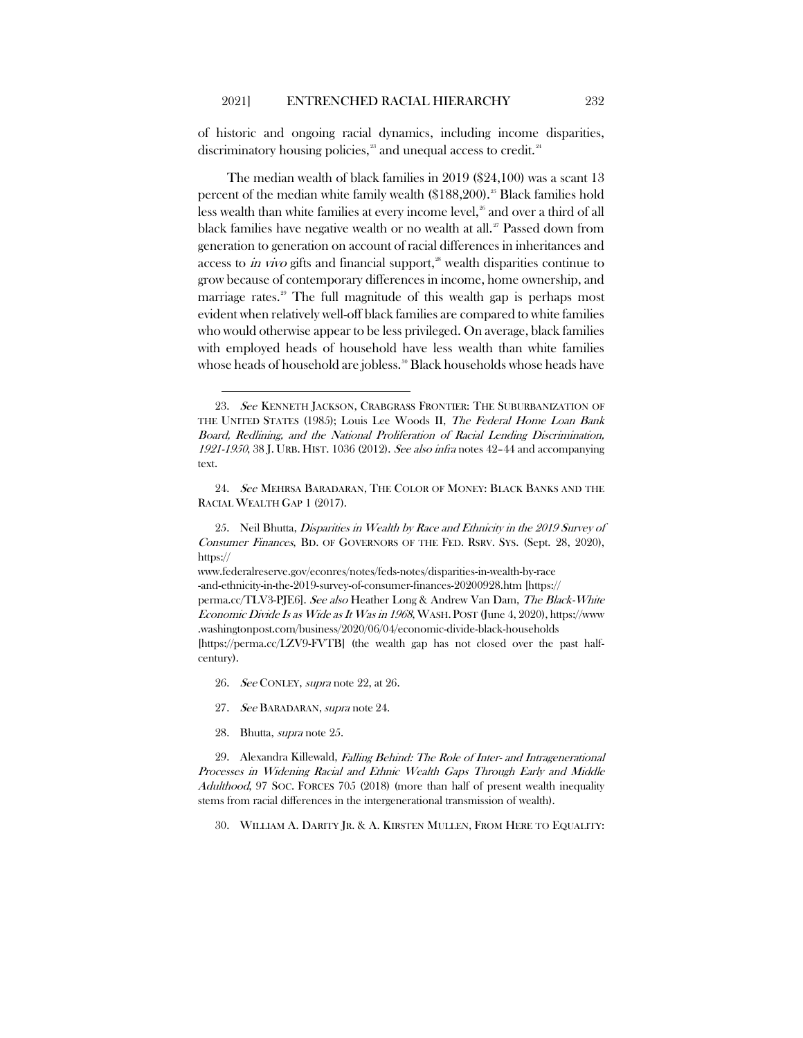of historic and ongoing racial dynamics, including income disparities, discriminatory housing policies,[23] and unequal access to credit.[24]

The median wealth of black families in 2019 ($24,100) was a scant 13 percent of the median white family wealth ($188,200).[25] Black families hold less wealth than white families at every income level,[26] and over a third of all black families have negative wealth or no wealth at all.[27] Passed down from generation to generation on account of racial differences in inheritances and access to *in vivo* gifts and financial support,[28] wealth disparities continue to grow because of contemporary differences in income, home ownership, and marriage rates.[29] The full magnitude of this wealth gap is perhaps most evident when relatively well-off black families are compared to white families who would otherwise appear to be less privileged. On average, black families with employed heads of household have less wealth than white families whose heads of household are jobless.[30] Black households whose heads have

---

23. *See* KENNETH JACKSON, CRABGRASS FRONTIER: THE SUBURBANIZATION OF THE UNITED STATES (1985); Louis Lee Woods II, *The Federal Home Loan Bank Board, Redlining, and the National Proliferation of Racial Lending Discrimination, 1921-1950*, 38 J. URB. HIST. 1036 (2012). *See also infra* notes 42–44 and accompanying text.

24. *See* MEHRSA BARADARAN, THE COLOR OF MONEY: BLACK BANKS AND THE RACIAL WEALTH GAP 1 (2017).

25. Neil Bhutta, *Disparities in Wealth by Race and Ethnicity in the 2019 Survey of Consumer Finances*, BD. OF GOVERNORS OF THE FED. RSRV. SYS. (Sept. 28, 2020), https://www.federalreserve.gov/econres/notes/feds-notes/disparities-in-wealth-by-race-and-ethnicity-in-the-2019-survey-of-consumer-finances-20200928.htm [https://perma.cc/TLV3-PJE6]. *See also* Heather Long & Andrew Van Dam, *The Black-White Economic Divide Is as Wide as It Was in 1968*, WASH. POST (June 4, 2020), https://www.washingtonpost.com/business/2020/06/04/economic-divide-black-households [https://perma.cc/LZV9-FVTB] (the wealth gap has not closed over the past half-century).

26. *See* CONLEY, *supra* note 22, at 26.

27. *See* BARADARAN, *supra* note 24.

28. Bhutta, *supra* note 25.

29. Alexandra Killewald, *Falling Behind: The Role of Inter- and Intragenerational Processes in Widening Racial and Ethnic Wealth Gaps Through Early and Middle Adulthood*, 97 SOC. FORCES 705 (2018) (more than half of present wealth inequality stems from racial differences in the intergenerational transmission of wealth).

30. WILLIAM A. DARITY JR. & A. KIRSTEN MULLEN, FROM HERE TO EQUALITY: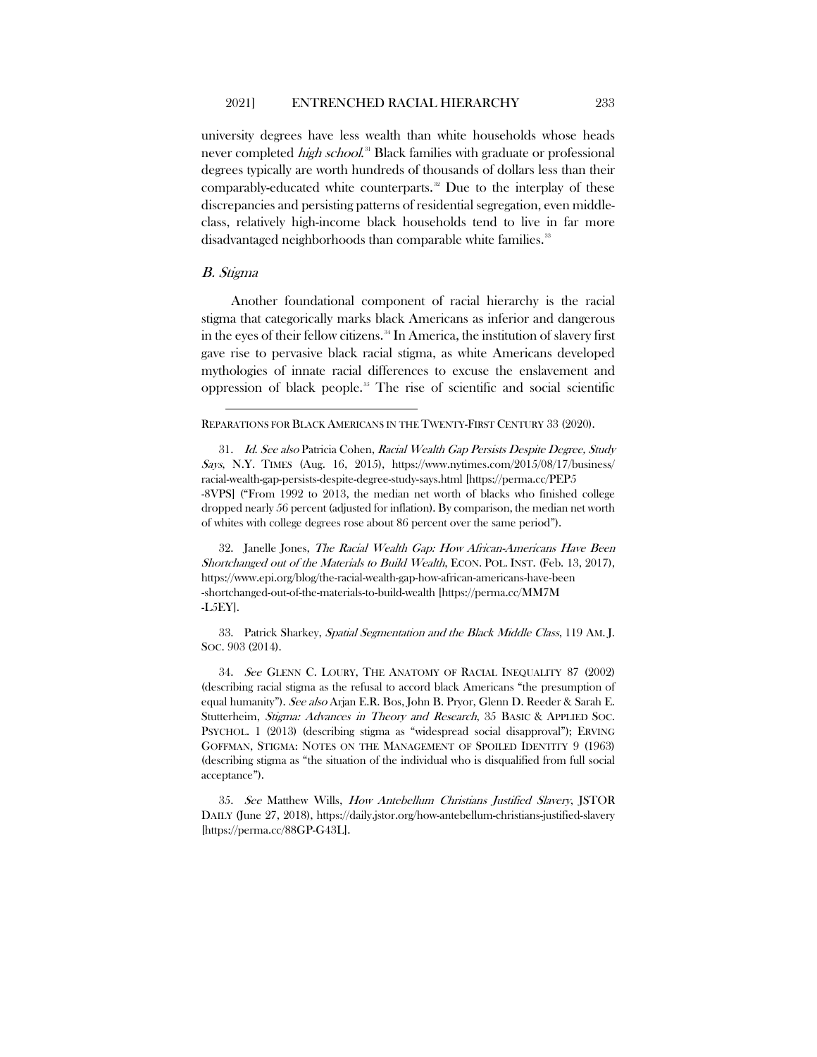university degrees have less wealth than white households whose heads never completed *high school*.[31] Black families with graduate or professional degrees typically are worth hundreds of thousands of dollars less than their comparably-educated white counterparts.[32] Due to the interplay of these discrepancies and persisting patterns of residential segregation, even middle-class, relatively high-income black households tend to live in far more disadvantaged neighborhoods than comparable white families.[33]

### *B. Stigma*

Another foundational component of racial hierarchy is the racial stigma that categorically marks black Americans as inferior and dangerous in the eyes of their fellow citizens.[34] In America, the institution of slavery first gave rise to pervasive black racial stigma, as white Americans developed mythologies of innate racial differences to excuse the enslavement and oppression of black people.[35] The rise of scientific and social scientific

---

REPARATIONS FOR BLACK AMERICANS IN THE TWENTY-FIRST CENTURY 33 (2020).

31. *Id. See also* Patricia Cohen, *Racial Wealth Gap Persists Despite Degree, Study Says*, N.Y. TIMES (Aug. 16, 2015), https://www.nytimes.com/2015/08/17/business/racial-wealth-gap-persists-despite-degree-study-says.html [https://perma.cc/PEP5-8VPS] ("From 1992 to 2013, the median net worth of blacks who finished college dropped nearly 56 percent (adjusted for inflation). By comparison, the median net worth of whites with college degrees rose about 86 percent over the same period").

32. Janelle Jones, *The Racial Wealth Gap: How African-Americans Have Been Shortchanged out of the Materials to Build Wealth*, ECON. POL. INST. (Feb. 13, 2017), https://www.epi.org/blog/the-racial-wealth-gap-how-african-americans-have-been-shortchanged-out-of-the-materials-to-build-wealth [https://perma.cc/MM7M-L5EY].

33. Patrick Sharkey, *Spatial Segmentation and the Black Middle Class*, 119 AM. J. SOC. 903 (2014).

34. *See* GLENN C. LOURY, THE ANATOMY OF RACIAL INEQUALITY 87 (2002) (describing racial stigma as the refusal to accord black Americans "the presumption of equal humanity"). *See also* Arjan E.R. Bos, John B. Pryor, Glenn D. Reeder & Sarah E. Stutterheim, *Stigma: Advances in Theory and Research*, 35 BASIC & APPLIED SOC. PSYCHOL. 1 (2013) (describing stigma as "widespread social disapproval"); ERVING GOFFMAN, STIGMA: NOTES ON THE MANAGEMENT OF SPOILED IDENTITY 9 (1963) (describing stigma as "the situation of the individual who is disqualified from full social acceptance").

35. *See* Matthew Wills, *How Antebellum Christians Justified Slavery*, JSTOR DAILY (June 27, 2018), https://daily.jstor.org/how-antebellum-christians-justified-slavery [https://perma.cc/88GP-G43L].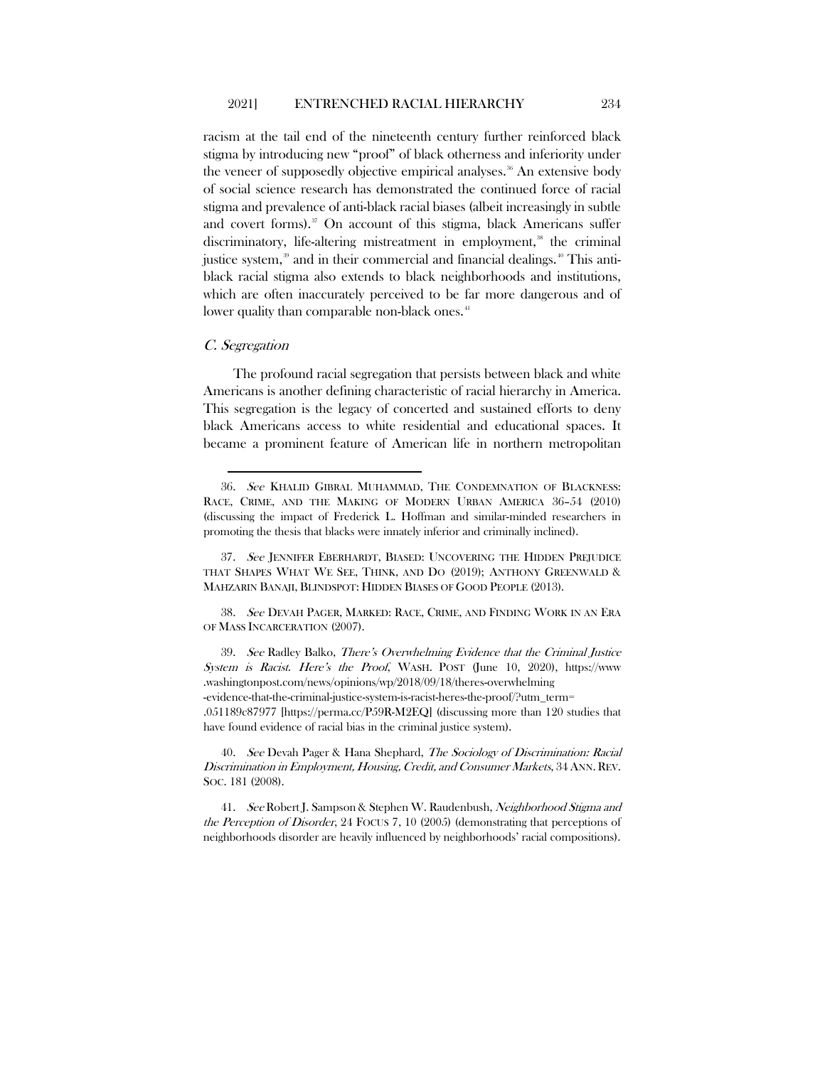racism at the tail end of the nineteenth century further reinforced black stigma by introducing new "proof" of black otherness and inferiority under the veneer of supposedly objective empirical analyses.[36] An extensive body of social science research has demonstrated the continued force of racial stigma and prevalence of anti-black racial biases (albeit increasingly in subtle and covert forms).[37] On account of this stigma, black Americans suffer discriminatory, life-altering mistreatment in employment,[38] the criminal justice system,[39] and in their commercial and financial dealings.[40] This anti-black racial stigma also extends to black neighborhoods and institutions, which are often inaccurately perceived to be far more dangerous and of lower quality than comparable non-black ones.[41]

### *C. Segregation*

The profound racial segregation that persists between black and white Americans is another defining characteristic of racial hierarchy in America. This segregation is the legacy of concerted and sustained efforts to deny black Americans access to white residential and educational spaces. It became a prominent feature of American life in northern metropolitan

---

36. *See* KHALID GIBRAL MUHAMMAD, THE CONDEMNATION OF BLACKNESS: RACE, CRIME, AND THE MAKING OF MODERN URBAN AMERICA 36–54 (2010) (discussing the impact of Frederick L. Hoffman and similar-minded researchers in promoting the thesis that blacks were innately inferior and criminally inclined).

37. *See* JENNIFER EBERHARDT, BIASED: UNCOVERING THE HIDDEN PREJUDICE THAT SHAPES WHAT WE SEE, THINK, AND DO (2019); ANTHONY GREENWALD & MAHZARIN BANAJI, BLINDSPOT: HIDDEN BIASES OF GOOD PEOPLE (2013).

38. *See* DEVAH PAGER, MARKED: RACE, CRIME, AND FINDING WORK IN AN ERA OF MASS INCARCERATION (2007).

39. *See* Radley Balko, *There's Overwhelming Evidence that the Criminal Justice System is Racist. Here's the Proof*, WASH. POST (June 10, 2020), https://www.washingtonpost.com/news/opinions/wp/2018/09/18/theres-overwhelming-evidence-that-the-criminal-justice-system-is-racist-heres-the-proof/?utm_term=.051189c87977 [https://perma.cc/P59R-M2EQ] (discussing more than 120 studies that have found evidence of racial bias in the criminal justice system).

40. *See* Devah Pager & Hana Shephard, *The Sociology of Discrimination: Racial Discrimination in Employment, Housing, Credit, and Consumer Markets*, 34 ANN. REV. SOC. 181 (2008).

41. *See* Robert J. Sampson & Stephen W. Raudenbush, *Neighborhood Stigma and the Perception of Disorder*, 24 FOCUS 7, 10 (2005) (demonstrating that perceptions of neighborhoods disorder are heavily influenced by neighborhoods' racial compositions).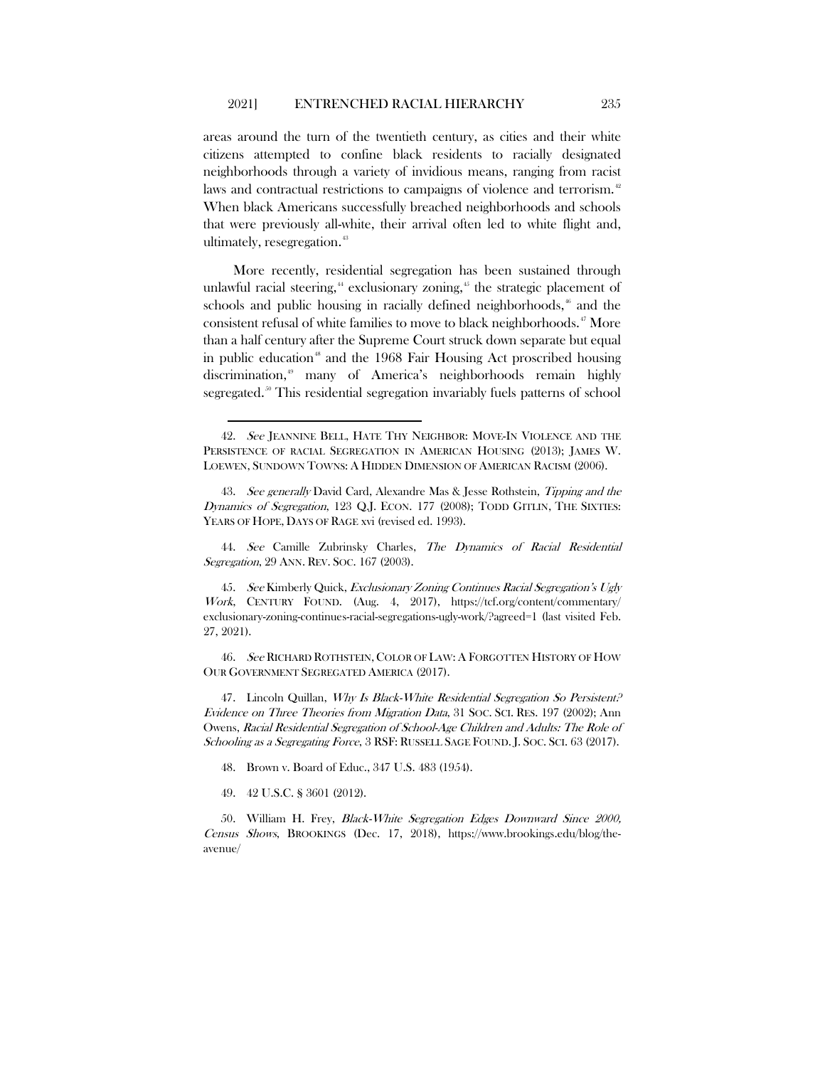areas around the turn of the twentieth century, as cities and their white citizens attempted to confine black residents to racially designated neighborhoods through a variety of invidious means, ranging from racist laws and contractual restrictions to campaigns of violence and terrorism.[42] When black Americans successfully breached neighborhoods and schools that were previously all-white, their arrival often led to white flight and, ultimately, resegregation.[43]

More recently, residential segregation has been sustained through unlawful racial steering,[44] exclusionary zoning,[45] the strategic placement of schools and public housing in racially defined neighborhoods,[46] and the consistent refusal of white families to move to black neighborhoods.[47] More than a half century after the Supreme Court struck down separate but equal in public education[48] and the 1968 Fair Housing Act proscribed housing discrimination,[49] many of America's neighborhoods remain highly segregated.[50] This residential segregation invariably fuels patterns of school

---

42. *See* JEANNINE BELL, HATE THY NEIGHBOR: MOVE-IN VIOLENCE AND THE PERSISTENCE OF RACIAL SEGREGATION IN AMERICAN HOUSING (2013); JAMES W. LOEWEN, SUNDOWN TOWNS: A HIDDEN DIMENSION OF AMERICAN RACISM (2006).

43. *See generally* David Card, Alexandre Mas & Jesse Rothstein, *Tipping and the Dynamics of Segregation*, 123 Q.J. ECON. 177 (2008); TODD GITLIN, THE SIXTIES: YEARS OF HOPE, DAYS OF RAGE xvi (revised ed. 1993).

44. *See* Camille Zubrinsky Charles, *The Dynamics of Racial Residential Segregation*, 29 ANN. REV. SOC. 167 (2003).

45. *See* Kimberly Quick, *Exclusionary Zoning Continues Racial Segregation's Ugly Work*, CENTURY FOUND. (Aug. 4, 2017), https://tcf.org/content/commentary/exclusionary-zoning-continues-racial-segregations-ugly-work/?agreed=1 (last visited Feb. 27, 2021).

46. *See* RICHARD ROTHSTEIN, COLOR OF LAW: A FORGOTTEN HISTORY OF HOW OUR GOVERNMENT SEGREGATED AMERICA (2017).

47. Lincoln Quillan, *Why Is Black-White Residential Segregation So Persistent?: Evidence on Three Theories from Migration Data*, 31 SOC. SCI. RES. 197 (2002); Ann Owens, *Racial Residential Segregation of School-Age Children and Adults: The Role of Schooling as a Segregating Force*, 3 RSF: RUSSELL SAGE FOUND. J. SOC. SCI. 63 (2017).

48. Brown v. Board of Educ., 347 U.S. 483 (1954).

49. 42 U.S.C. § 3601 (2012).

50. William H. Frey, *Black-White Segregation Edges Downward Since 2000, Census Shows*, BROOKINGS (Dec. 17, 2018), https://www.brookings.edu/blog/the-avenue/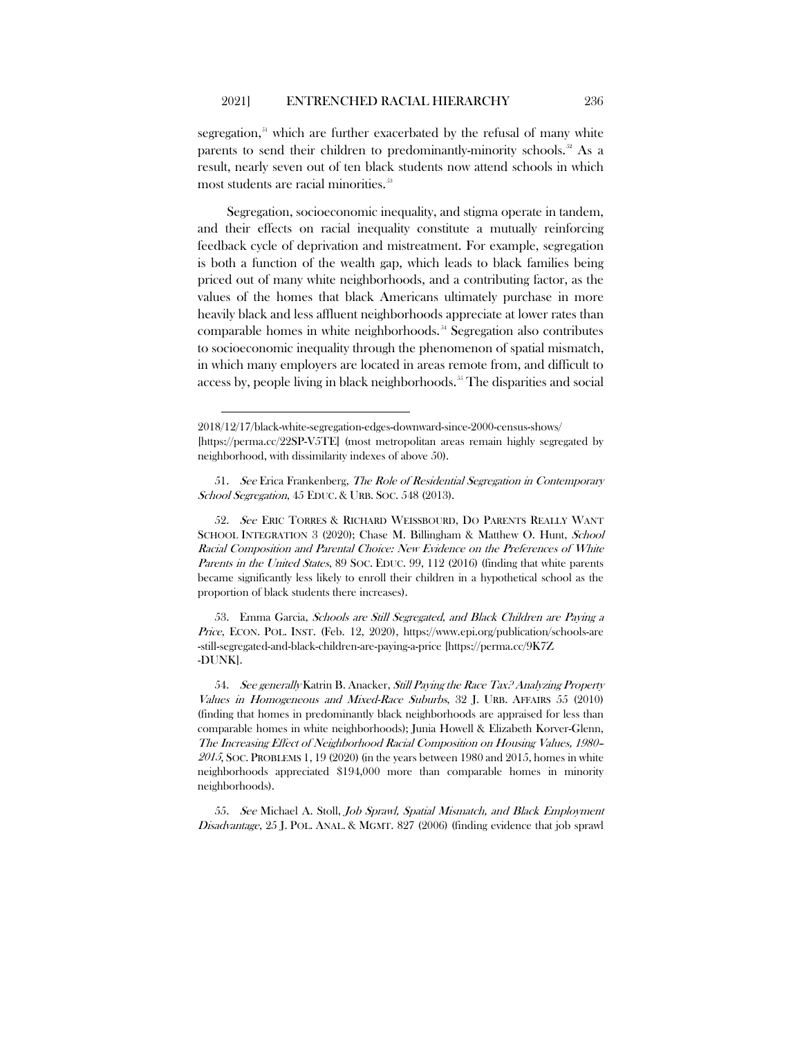segregation,[51] which are further exacerbated by the refusal of many white parents to send their children to predominantly-minority schools.[52] As a result, nearly seven out of ten black students now attend schools in which most students are racial minorities.[53]

Segregation, socioeconomic inequality, and stigma operate in tandem, and their effects on racial inequality constitute a mutually reinforcing feedback cycle of deprivation and mistreatment. For example, segregation is both a function of the wealth gap, which leads to black families being priced out of many white neighborhoods, and a contributing factor, as the values of the homes that black Americans ultimately purchase in more heavily black and less affluent neighborhoods appreciate at lower rates than comparable homes in white neighborhoods.[54] Segregation also contributes to socioeconomic inequality through the phenomenon of spatial mismatch, in which many employers are located in areas remote from, and difficult to access by, people living in black neighborhoods.[55] The disparities and social

---

2018/12/17/black-white-segregation-edges-downward-since-2000-census-shows/ [https://perma.cc/22SP-V5TE] (most metropolitan areas remain highly segregated by neighborhood, with dissimilarity indexes of above 50).

51. *See* Erica Frankenberg, *The Role of Residential Segregation in Contemporary School Segregation*, 45 EDUC. & URB. SOC. 548 (2013).

52. *See* ERIC TORRES & RICHARD WEISSBOURD, DO PARENTS REALLY WANT SCHOOL INTEGRATION 3 (2020); Chase M. Billingham & Matthew O. Hunt, *School Racial Composition and Parental Choice: New Evidence on the Preferences of White Parents in the United States*, 89 SOC. EDUC. 99, 112 (2016) (finding that white parents became significantly less likely to enroll their children in a hypothetical school as the proportion of black students there increases).

53. Emma Garcia, *Schools are Still Segregated, and Black Children are Paying a Price*, ECON. POL. INST. (Feb. 12, 2020), https://www.epi.org/publication/schools-are-still-segregated-and-black-children-are-paying-a-price [https://perma.cc/9K7Z-DUNK].

54. *See generally* Katrin B. Anacker, *Still Paying the Race Tax? Analyzing Property Values in Homogeneous and Mixed-Race Suburbs*, 32 J. URB. AFFAIRS 55 (2010) (finding that homes in predominantly black neighborhoods are appraised for less than comparable homes in white neighborhoods); Junia Howell & Elizabeth Korver-Glenn, *The Increasing Effect of Neighborhood Racial Composition on Housing Values, 1980–2015*, SOC. PROBLEMS 1, 19 (2020) (in the years between 1980 and 2015, homes in white neighborhoods appreciated $194,000 more than comparable homes in minority neighborhoods).

55. *See* Michael A. Stoll, *Job Sprawl, Spatial Mismatch, and Black Employment Disadvantage*, 25 J. POL. ANAL. & MGMT. 827 (2006) (finding evidence that job sprawl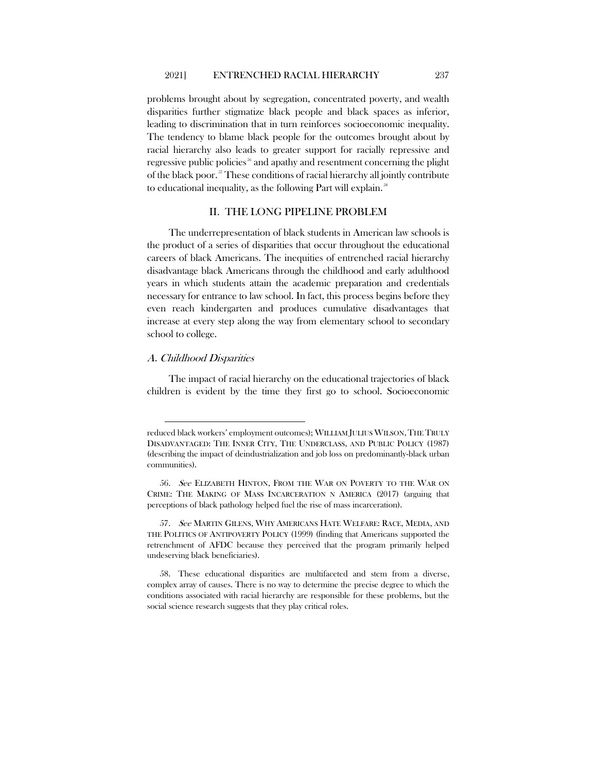problems brought about by segregation, concentrated poverty, and wealth disparities further stigmatize black people and black spaces as inferior, leading to discrimination that in turn reinforces socioeconomic inequality. The tendency to blame black people for the outcomes brought about by racial hierarchy also leads to greater support for racially repressive and regressive public policies[56] and apathy and resentment concerning the plight of the black poor.[57] These conditions of racial hierarchy all jointly contribute to educational inequality, as the following Part will explain.[58]

## II. THE LONG PIPELINE PROBLEM

The underrepresentation of black students in American law schools is the product of a series of disparities that occur throughout the educational careers of black Americans. The inequities of entrenched racial hierarchy disadvantage black Americans through the childhood and early adulthood years in which students attain the academic preparation and credentials necessary for entrance to law school. In fact, this process begins before they even reach kindergarten and produces cumulative disadvantages that increase at every step along the way from elementary school to secondary school to college.

### *A. Childhood Disparities*

The impact of racial hierarchy on the educational trajectories of black children is evident by the time they first go to school. Socioeconomic

---

reduced black workers' employment outcomes); WILLIAM JULIUS WILSON, THE TRULY DISADVANTAGED: THE INNER CITY, THE UNDERCLASS, AND PUBLIC POLICY (1987) (describing the impact of deindustrialization and job loss on predominantly-black urban communities).

56. *See* ELIZABETH HINTON, FROM THE WAR ON POVERTY TO THE WAR ON CRIME: THE MAKING OF MASS INCARCERATION N AMERICA (2017) (arguing that perceptions of black pathology helped fuel the rise of mass incarceration).

57. *See* MARTIN GILENS, WHY AMERICANS HATE WELFARE: RACE, MEDIA, AND THE POLITICS OF ANTIPOVERTY POLICY (1999) (finding that Americans supported the retrenchment of AFDC because they perceived that the program primarily helped undeserving black beneficiaries).

58. These educational disparities are multifaceted and stem from a diverse, complex array of causes. There is no way to determine the precise degree to which the conditions associated with racial hierarchy are responsible for these problems, but the social science research suggests that they play critical roles.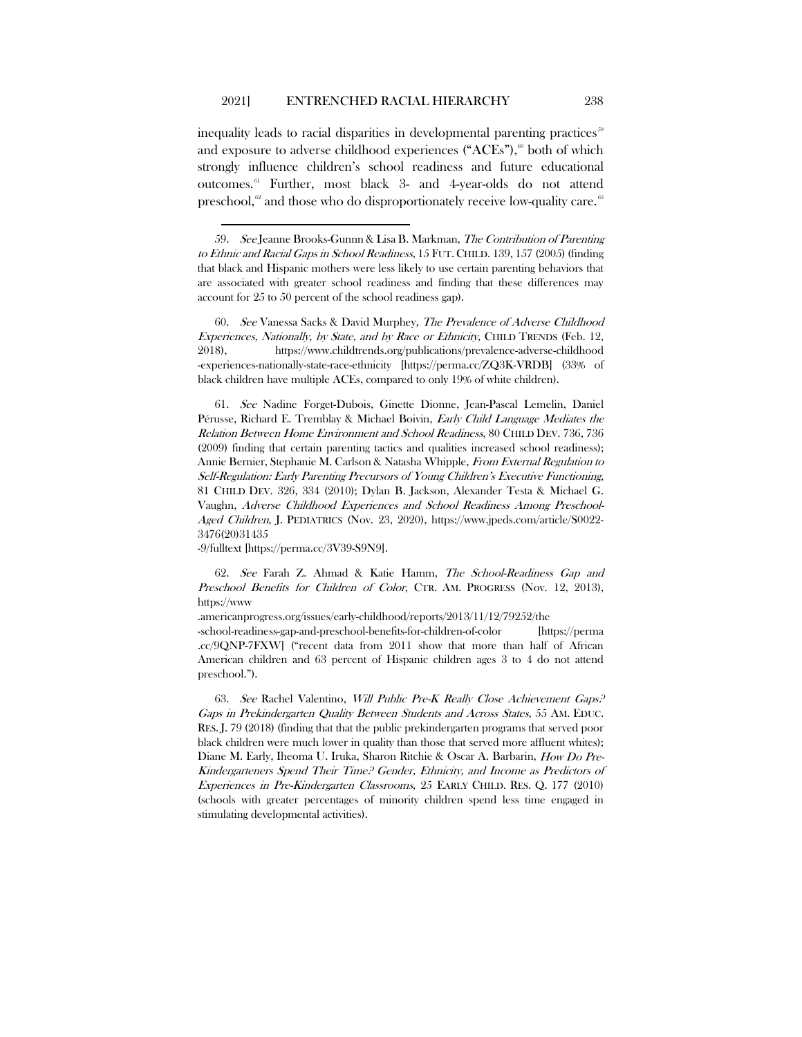inequality leads to racial disparities in developmental parenting practices[59] and exposure to adverse childhood experiences ("ACEs"),[60] both of which strongly influence children's school readiness and future educational outcomes.[61] Further, most black 3- and 4-year-olds do not attend preschool,[62] and those who do disproportionately receive low-quality care.[63]

---

59. *See* Jeanne Brooks-Gunnn & Lisa B. Markman, *The Contribution of Parenting to Ethnic and Racial Gaps in School Readiness*, 15 FUT. CHILD. 139, 157 (2005) (finding that black and Hispanic mothers were less likely to use certain parenting behaviors that are associated with greater school readiness and finding that these differences may account for 25 to 50 percent of the school readiness gap).

60. *See* Vanessa Sacks & David Murphey, *The Prevalence of Adverse Childhood Experiences, Nationally, by State, and by Race or Ethnicity*, CHILD TRENDS (Feb. 12, 2018), https://www.childtrends.org/publications/prevalence-adverse-childhood-experiences-nationally-state-race-ethnicity [https://perma.cc/ZQ3K-VRDB] (33% of black children have multiple ACEs, compared to only 19% of white children).

61. *See* Nadine Forget-Dubois, Ginette Dionne, Jean-Pascal Lemelin, Daniel Pérusse, Richard E. Tremblay & Michael Boivin, *Early Child Language Mediates the Relation Between Home Environment and School Readiness*, 80 CHILD DEV. 736, 736 (2009) finding that certain parenting tactics and qualities increased school readiness); Annie Bernier, Stephanie M. Carlson & Natasha Whipple, *From External Regulation to Self-Regulation: Early Parenting Precursors of Young Children's Executive Functioning*, 81 CHILD DEV. 326, 334 (2010); Dylan B. Jackson, Alexander Testa & Michael G. Vaughn, *Adverse Childhood Experiences and School Readiness Among Preschool-Aged Children*, J. PEDIATRICS (Nov. 23, 2020), https://www.jpeds.com/article/S0022-3476(20)31435-9/fulltext [https://perma.cc/3V39-S9N9].

62. *See* Farah Z. Ahmad & Katie Hamm, *The School-Readiness Gap and Preschool Benefits for Children of Color*, CTR. AM. PROGRESS (Nov. 12, 2013), https://www.americanprogress.org/issues/early-childhood/reports/2013/11/12/79252/the-school-readiness-gap-and-preschool-benefits-for-children-of-color [https://perma.cc/9QNP-7FXW] ("recent data from 2011 show that more than half of African American children and 63 percent of Hispanic children ages 3 to 4 do not attend preschool.").

63. *See* Rachel Valentino, *Will Public Pre-K Really Close Achievement Gaps? Gaps in Prekindergarten Quality Between Students and Across States*, 55 AM. EDUC. RES. J. 79 (2018) (finding that that the public prekindergarten programs that served poor black children were much lower in quality than those that served more affluent whites); Diane M. Early, Iheoma U. Iruka, Sharon Ritchie & Oscar A. Barbarin, *How Do Pre-Kindergarteners Spend Their Time? Gender, Ethnicity, and Income as Predictors of Experiences in Pre-Kindergarten Classrooms*, 25 EARLY CHILD. RES. Q. 177 (2010) (schools with greater percentages of minority children spend less time engaged in stimulating developmental activities).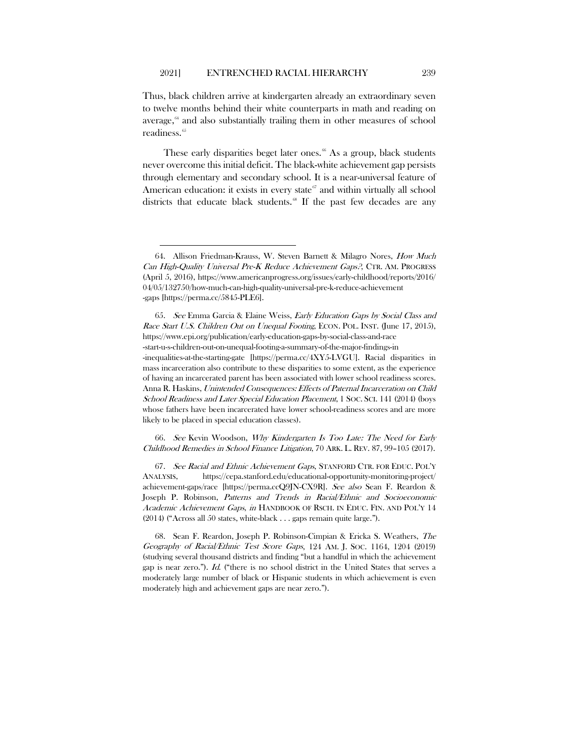Thus, black children arrive at kindergarten already an extraordinary seven to twelve months behind their white counterparts in math and reading on average,[64] and also substantially trailing them in other measures of school readiness.[65]

These early disparities beget later ones.[66] As a group, black students never overcome this initial deficit. The black-white achievement gap persists through elementary and secondary school. It is a near-universal feature of American education: it exists in every state[67] and within virtually all school districts that educate black students.[68] If the past few decades are any

---

64. Allison Friedman-Krauss, W. Steven Barnett & Milagro Nores, *How Much Can High-Quality Universal Pre-K Reduce Achievement Gaps?*, CTR. AM. PROGRESS (April 5, 2016), https://www.americanprogress.org/issues/early-childhood/reports/2016/04/05/132750/how-much-can-high-quality-universal-pre-k-reduce-achievement-gaps [https://perma.cc/5845-PLE6].

65. *See* Emma Garcia & Elaine Weiss, *Early Education Gaps by Social Class and Race Start U.S. Children Out on Unequal Footing*, ECON. POL. INST. (June 17, 2015), https://www.epi.org/publication/early-education-gaps-by-social-class-and-race-start-u-s-children-out-on-unequal-footing-a-summary-of-the-major-findings-in-inequalities-at-the-starting-gate [https://perma.cc/4XY5-LVGU]. Racial disparities in mass incarceration also contribute to these disparities to some extent, as the experience of having an incarcerated parent has been associated with lower school readiness scores. Anna R. Haskins, *Unintended Consequences: Effects of Paternal Incarceration on Child School Readiness and Later Special Education Placement*, 1 SOC. SCI. 141 (2014) (boys whose fathers have been incarcerated have lower school-readiness scores and are more likely to be placed in special education classes).

66. *See* Kevin Woodson, *Why Kindergarten Is Too Late: The Need for Early Childhood Remedies in School Finance Litigation*, 70 ARK. L. REV. 87, 99–105 (2017).

67. *See Racial and Ethnic Achievement Gaps*, STANFORD CTR. FOR EDUC. POL'Y ANALYSIS, https://cepa.stanford.edu/educational-opportunity-monitoring-project/achievement-gaps/race [https://perma.ccQ9JN-CX9R]. *See also* Sean F. Reardon & Joseph P. Robinson, *Patterns and Trends in Racial/Ethnic and Socioeconomic Academic Achievement Gaps, in* HANDBOOK OF RSCH. IN EDUC. FIN. AND POL'Y 14 (2014) ("Across all 50 states, white-black . . . gaps remain quite large.").

68. Sean F. Reardon, Joseph P. Robinson-Cimpian & Ericka S. Weathers, *The Geography of Racial/Ethnic Test Score Gaps*, 124 AM. J. SOC. 1164, 1204 (2019) (studying several thousand districts and finding "but a handful in which the achievement gap is near zero."). *Id.* ("there is no school district in the United States that serves a moderately large number of black or Hispanic students in which achievement is even moderately high and achievement gaps are near zero.").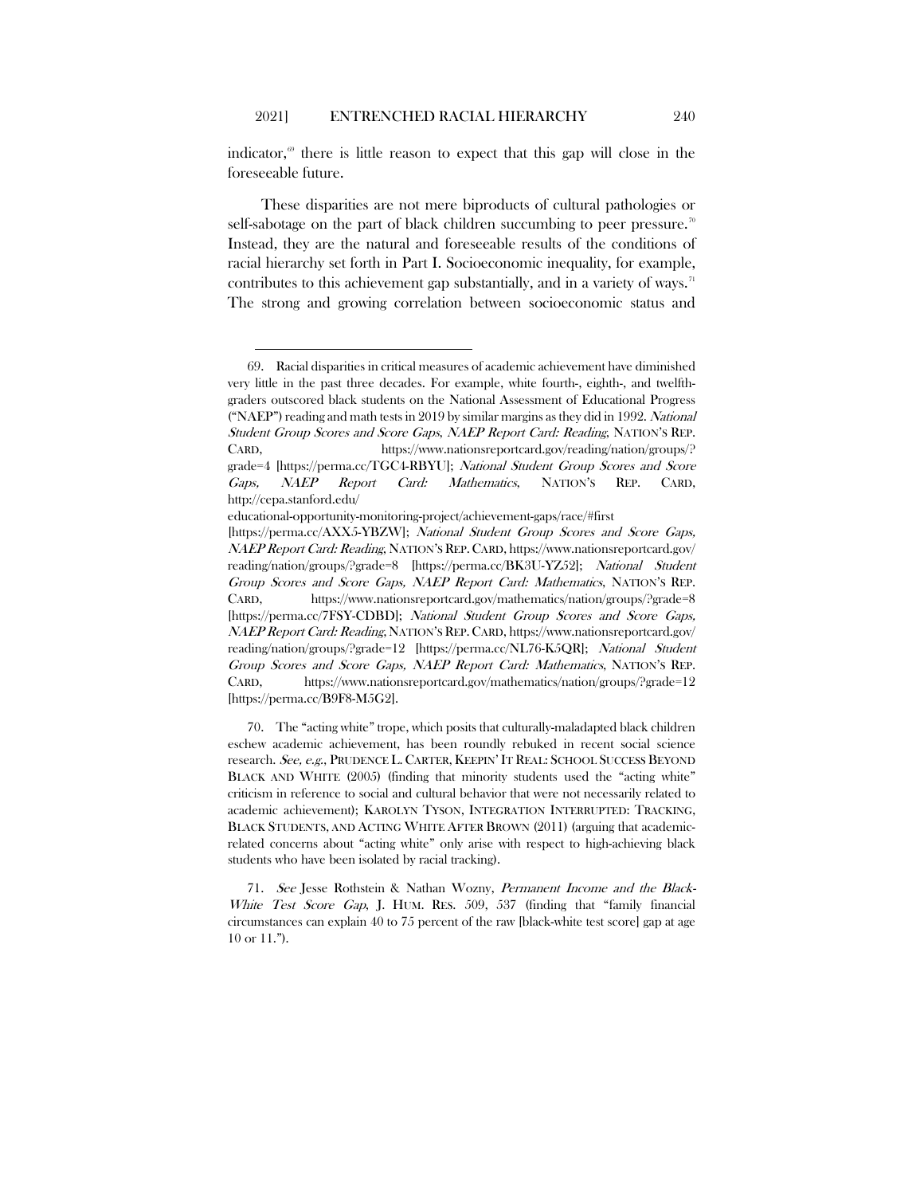indicator,[69] there is little reason to expect that this gap will close in the foreseeable future.

These disparities are not mere biproducts of cultural pathologies or self-sabotage on the part of black children succumbing to peer pressure.[70] Instead, they are the natural and foreseeable results of the conditions of racial hierarchy set forth in Part I. Socioeconomic inequality, for example, contributes to this achievement gap substantially, and in a variety of ways.[71] The strong and growing correlation between socioeconomic status and

---

69. Racial disparities in critical measures of academic achievement have diminished very little in the past three decades. For example, white fourth-, eighth-, and twelfth-graders outscored black students on the National Assessment of Educational Progress ("NAEP") reading and math tests in 2019 by similar margins as they did in 1992. *National Student Group Scores and Score Gaps*, *NAEP Report Card: Reading*, NATION'S REP. CARD, https://www.nationsreportcard.gov/reading/nation/groups/?grade=4 [https://perma.cc/TGC4-RBYU]; *National Student Group Scores and Score Gaps, NAEP Report Card: Mathematics*, NATION'S REP. CARD, http://cepa.stanford.edu/educational-opportunity-monitoring-project/achievement-gaps/race/#first [https://perma.cc/AXX5-YBZW]; *National Student Group Scores and Score Gaps, NAEP Report Card: Reading*, NATION'S REP. CARD, https://www.nationsreportcard.gov/reading/nation/groups/?grade=8 [https://perma.cc/BK3U-YZ52]; *National Student Group Scores and Score Gaps, NAEP Report Card: Mathematics*, NATION'S REP. CARD, https://www.nationsreportcard.gov/mathematics/nation/groups/?grade=8 [https://perma.cc/7FSY-CDBD]; *National Student Group Scores and Score Gaps, NAEP Report Card: Reading*, NATION'S REP. CARD, https://www.nationsreportcard.gov/reading/nation/groups/?grade=12 [https://perma.cc/NL76-K5QR]; *National Student Group Scores and Score Gaps, NAEP Report Card: Mathematics*, NATION'S REP. CARD, https://www.nationsreportcard.gov/mathematics/nation/groups/?grade=12 [https://perma.cc/B9F8-M5G2].

70. The "acting white" trope, which posits that culturally-maladapted black children eschew academic achievement, has been roundly rebuked in recent social science research. *See, e.g.*, PRUDENCE L. CARTER, KEEPIN' IT REAL: SCHOOL SUCCESS BEYOND BLACK AND WHITE (2005) (finding that minority students used the "acting white" criticism in reference to social and cultural behavior that were not necessarily related to academic achievement); KAROLYN TYSON, INTEGRATION INTERRUPTED: TRACKING, BLACK STUDENTS, AND ACTING WHITE AFTER BROWN (2011) (arguing that academic-related concerns about "acting white" only arise with respect to high-achieving black students who have been isolated by racial tracking).

71. *See* Jesse Rothstein & Nathan Wozny, *Permanent Income and the Black-White Test Score Gap*, J. HUM. RES. 509, 537 (finding that "family financial circumstances can explain 40 to 75 percent of the raw [black-white test score] gap at age 10 or 11.").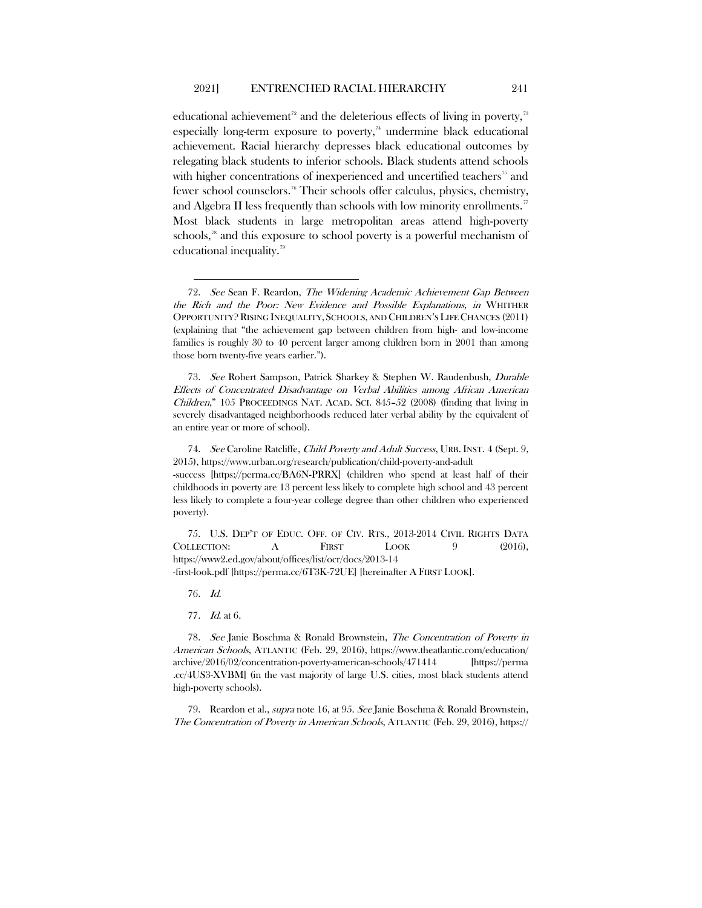educational achievement[72] and the deleterious effects of living in poverty,[73] especially long-term exposure to poverty,[74] undermine black educational achievement. Racial hierarchy depresses black educational outcomes by relegating black students to inferior schools. Black students attend schools with higher concentrations of inexperienced and uncertified teachers[75] and fewer school counselors.[76] Their schools offer calculus, physics, chemistry, and Algebra II less frequently than schools with low minority enrollments.[77] Most black students in large metropolitan areas attend high-poverty schools,[78] and this exposure to school poverty is a powerful mechanism of educational inequality.[79]

---

72. *See* Sean F. Reardon, *The Widening Academic Achievement Gap Between the Rich and the Poor: New Evidence and Possible Explanations*, *in* WHITHER OPPORTUNITY? RISING INEQUALITY, SCHOOLS, AND CHILDREN'S LIFE CHANCES (2011) (explaining that "the achievement gap between children from high- and low-income families is roughly 30 to 40 percent larger among children born in 2001 than among those born twenty-five years earlier.").

73. *See* Robert Sampson, Patrick Sharkey & Stephen W. Raudenbush, *Durable Effects of Concentrated Disadvantage on Verbal Abilities among African American Children*," 105 PROCEEDINGS NAT. ACAD. SCI. 845–52 (2008) (finding that living in severely disadvantaged neighborhoods reduced later verbal ability by the equivalent of an entire year or more of school).

74. *See* Caroline Ratcliffe, *Child Poverty and Adult Success*, URB. INST. 4 (Sept. 9, 2015), https://www.urban.org/research/publication/child-poverty-and-adult-success [https://perma.cc/BA6N-PRRX] (children who spend at least half of their childhoods in poverty are 13 percent less likely to complete high school and 43 percent less likely to complete a four-year college degree than other children who experienced poverty).

75. U.S. DEP'T OF EDUC. OFF. OF CIV. RTS., 2013-2014 CIVIL RIGHTS DATA COLLECTION: A FIRST LOOK 9 (2016), https://www2.ed.gov/about/offices/list/ocr/docs/2013-14-first-look.pdf [https://perma.cc/6T3K-72UE] [hereinafter A FIRST LOOK].

76. *Id.*

77. *Id.* at 6.

78. *See* Janie Boschma & Ronald Brownstein, *The Concentration of Poverty in American Schools*, ATLANTIC (Feb. 29, 2016), https://www.theatlantic.com/education/archive/2016/02/concentration-poverty-american-schools/471414 [https://perma.cc/4US3-XVBM] (in the vast majority of large U.S. cities, most black students attend high-poverty schools).

79. Reardon et al., *supra* note 16, at 95. *See* Janie Boschma & Ronald Brownstein, *The Concentration of Poverty in American Schools*, ATLANTIC (Feb. 29, 2016), https://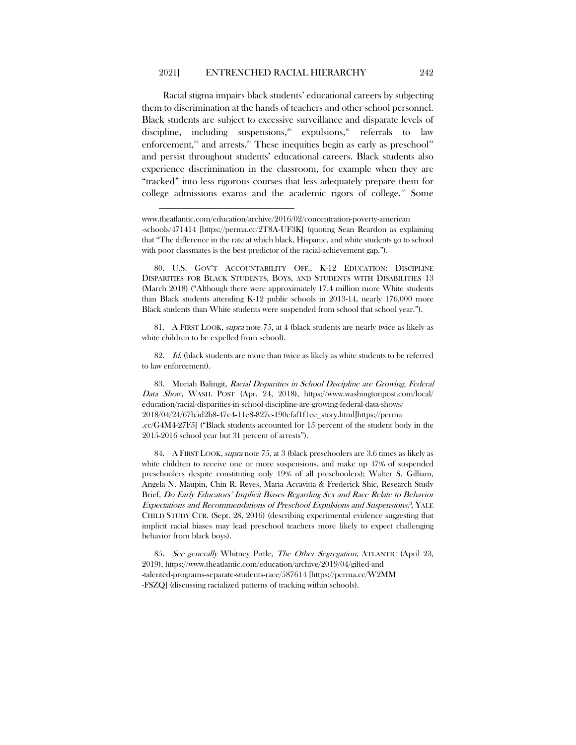Racial stigma impairs black students' educational careers by subjecting them to discrimination at the hands of teachers and other school personnel. Black students are subject to excessive surveillance and disparate levels of discipline, including suspensions,[80] expulsions,[81] referrals to law enforcement,[82] and arrests.[83] These inequities begin as early as preschool[84] and persist throughout students' educational careers. Black students also experience discrimination in the classroom, for example when they are "tracked" into less rigorous courses that less adequately prepare them for college admissions exams and the academic rigors of college.[85] Some

---

www.theatlantic.com/education/archive/2016/02/concentration-poverty-american-schools/471414 [https://perma.cc/2T8A-UF3K] (quoting Sean Reardon as explaining that "The difference in the rate at which black, Hispanic, and white students go to school with poor classmates is the best predictor of the racial-achievement gap.").

80. U.S. GOV'T ACCOUNTABILITY OFF., K-12 EDUCATION: DISCIPLINE DISPARITIES FOR BLACK STUDENTS, BOYS, AND STUDENTS WITH DISABILITIES 13 (March 2018) ("Although there were approximately 17.4 million more White students than Black students attending K-12 public schools in 2013-14, nearly 176,000 more Black students than White students were suspended from school that school year.").

81. A FIRST LOOK, *supra* note 75, at 4 (black students are nearly twice as likely as white children to be expelled from school).

82. *Id.* (black students are more than twice as likely as white students to be referred to law enforcement).

83. Moriah Balingit, *Racial Disparities in School Discipline are Growing, Federal Data Show*, WASH. POST (Apr. 24, 2018), https://www.washingtonpost.com/local/education/racial-disparities-in-school-discipline-are-growing-federal-data-shows/2018/04/24/67b5d2b8-47e4-11e8-827e-190efaf1f1ee_story.html[https://perma.cc/G4M4-27F5] ("Black students accounted for 15 percent of the student body in the 2015-2016 school year but 31 percent of arrests").

84. A FIRST LOOK, *supra* note 75, at 3 (black preschoolers are 3.6 times as likely as white children to receive one or more suspensions, and make up 47% of suspended preschoolers despite constituting only 19% of all preschoolers); Walter S. Gilliam, Angela N. Maupin, Chin R. Reyes, Maria Accavitta & Frederick Shic, Research Study Brief, *Do Early Educators' Implicit Biases Regarding Sex and Race Relate to Behavior Expectations and Recommendations of Preschool Expulsions and Suspensions?*, YALE CHILD STUDY CTR. (Sept. 28, 2016) (describing experimental evidence suggesting that implicit racial biases may lead preschool teachers more likely to expect challenging behavior from black boys).

85. *See generally* Whitney Pirtle, *The Other Segregation*, ATLANTIC (April 23, 2019), https://www.theatlantic.com/education/archive/2019/04/gifted-and-talented-programs-separate-students-race/587614 [https://perma.cc/W2MM-FSZQ] (discussing racialized patterns of tracking within schools).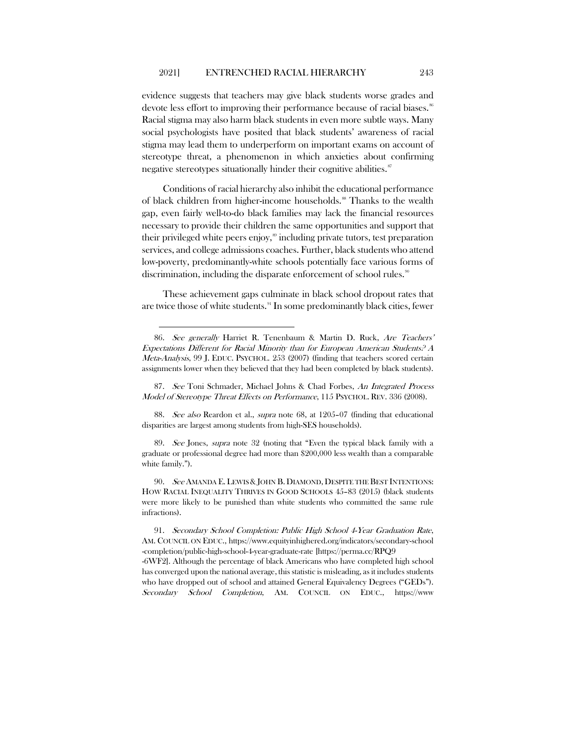evidence suggests that teachers may give black students worse grades and devote less effort to improving their performance because of racial biases.[86] Racial stigma may also harm black students in even more subtle ways. Many social psychologists have posited that black students' awareness of racial stigma may lead them to underperform on important exams on account of stereotype threat, a phenomenon in which anxieties about confirming negative stereotypes situationally hinder their cognitive abilities.[87]

Conditions of racial hierarchy also inhibit the educational performance of black children from higher-income households.[88] Thanks to the wealth gap, even fairly well-to-do black families may lack the financial resources necessary to provide their children the same opportunities and support that their privileged white peers enjoy,[89] including private tutors, test preparation services, and college admissions coaches. Further, black students who attend low-poverty, predominantly-white schools potentially face various forms of discrimination, including the disparate enforcement of school rules.[90]

These achievement gaps culminate in black school dropout rates that are twice those of white students.[91] In some predominantly black cities, fewer

---

86. *See generally* Harriet R. Tenenbaum & Martin D. Ruck, *Are Teachers' Expectations Different for Racial Minority than for European American Students? A Meta-Analysis*, 99 J. EDUC. PSYCHOL. 253 (2007) (finding that teachers scored certain assignments lower when they believed that they had been completed by black students).

87. *See* Toni Schmader, Michael Johns & Chad Forbes, *An Integrated Process Model of Stereotype Threat Effects on Performance*, 115 PSYCHOL. REV. 336 (2008).

88. *See also* Reardon et al., *supra* note 68, at 1205–07 (finding that educational disparities are largest among students from high-SES households).

89. *See* Jones, *supra* note 32 (noting that "Even the typical black family with a graduate or professional degree had more than $200,000 less wealth than a comparable white family.").

90. *See* AMANDA E. LEWIS & JOHN B. DIAMOND, DESPITE THE BEST INTENTIONS: HOW RACIAL INEQUALITY THRIVES IN GOOD SCHOOLS 45–83 (2015) (black students were more likely to be punished than white students who committed the same rule infractions).

91. *Secondary School Completion: Public High School 4-Year Graduation Rate*, AM. COUNCIL ON EDUC., https://www.equityinhighered.org/indicators/secondary-school-completion/public-high-school-4-year-graduate-rate [https://perma.cc/RPQ9-6WF2]. Although the percentage of black Americans who have completed high school has converged upon the national average, this statistic is misleading, as it includes students who have dropped out of school and attained General Equivalency Degrees ("GEDs"). *Secondary School Completion*, AM. COUNCIL ON EDUC., https://www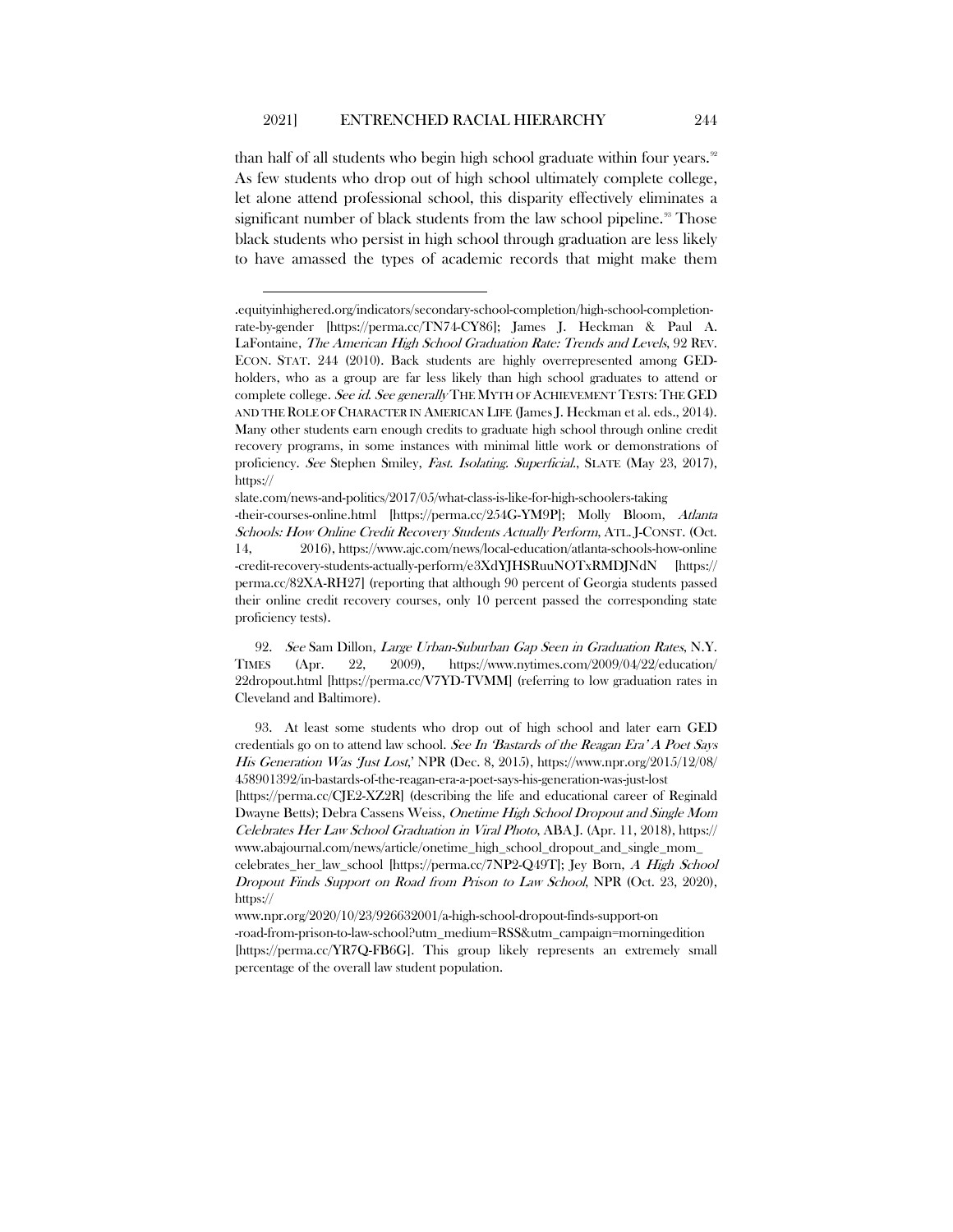than half of all students who begin high school graduate within four years.[92] As few students who drop out of high school ultimately complete college, let alone attend professional school, this disparity effectively eliminates a significant number of black students from the law school pipeline.[93] Those black students who persist in high school through graduation are less likely to have amassed the types of academic records that might make them

---

.equityinhighered.org/indicators/secondary-school-completion/high-school-completion-rate-by-gender [https://perma.cc/TN74-CY86]; James J. Heckman & Paul A. LaFontaine, *The American High School Graduation Rate: Trends and Levels*, 92 REV. ECON. STAT. 244 (2010). Back students are highly overrepresented among GED-holders, who as a group are far less likely than high school graduates to attend or complete college. *See id. See generally* THE MYTH OF ACHIEVEMENT TESTS: THE GED AND THE ROLE OF CHARACTER IN AMERICAN LIFE (James J. Heckman et al. eds., 2014). Many other students earn enough credits to graduate high school through online credit recovery programs, in some instances with minimal little work or demonstrations of proficiency. *See* Stephen Smiley, *Fast. Isolating. Superficial.*, SLATE (May 23, 2017), https://slate.com/news-and-politics/2017/05/what-class-is-like-for-high-schoolers-taking-their-courses-online.html [https://perma.cc/254G-YM9P]; Molly Bloom, *Atlanta Schools: How Online Credit Recovery Students Actually Perform*, ATL. J-CONST. (Oct. 14, 2016), https://www.ajc.com/news/local-education/atlanta-schools-how-online-credit-recovery-students-actually-perform/e3XdYJHSRuuNOTxRMDJNdN [https://perma.cc/82XA-RH27] (reporting that although 90 percent of Georgia students passed their online credit recovery courses, only 10 percent passed the corresponding state proficiency tests).

92. *See* Sam Dillon, *Large Urban-Suburban Gap Seen in Graduation Rates*, N.Y. TIMES (Apr. 22, 2009), https://www.nytimes.com/2009/04/22/education/22dropout.html [https://perma.cc/V7YD-TVMM] (referring to low graduation rates in Cleveland and Baltimore).

93. At least some students who drop out of high school and later earn GED credentials go on to attend law school. *See In 'Bastards of the Reagan Era' A Poet Says His Generation Was 'Just Lost*,' NPR (Dec. 8, 2015), https://www.npr.org/2015/12/08/458901392/in-bastards-of-the-reagan-era-a-poet-says-his-generation-was-just-lost [https://perma.cc/CJE2-XZ2R] (describing the life and educational career of Reginald Dwayne Betts); Debra Cassens Weiss, *Onetime High School Dropout and Single Mom Celebrates Her Law School Graduation in Viral Photo*, ABA J. (Apr. 11, 2018), https://www.abajournal.com/news/article/onetime_high_school_dropout_and_single_mom_celebrates_her_law_school [https://perma.cc/7NP2-Q49T]; Jey Born, *A High School Dropout Finds Support on Road from Prison to Law School*, NPR (Oct. 23, 2020), https://www.npr.org/2020/10/23/926632001/a-high-school-dropout-finds-support-on-road-from-prison-to-law-school?utm_medium=RSS&utm_campaign=morningedition [https://perma.cc/YR7Q-FB6G]. This group likely represents an extremely small percentage of the overall law student population.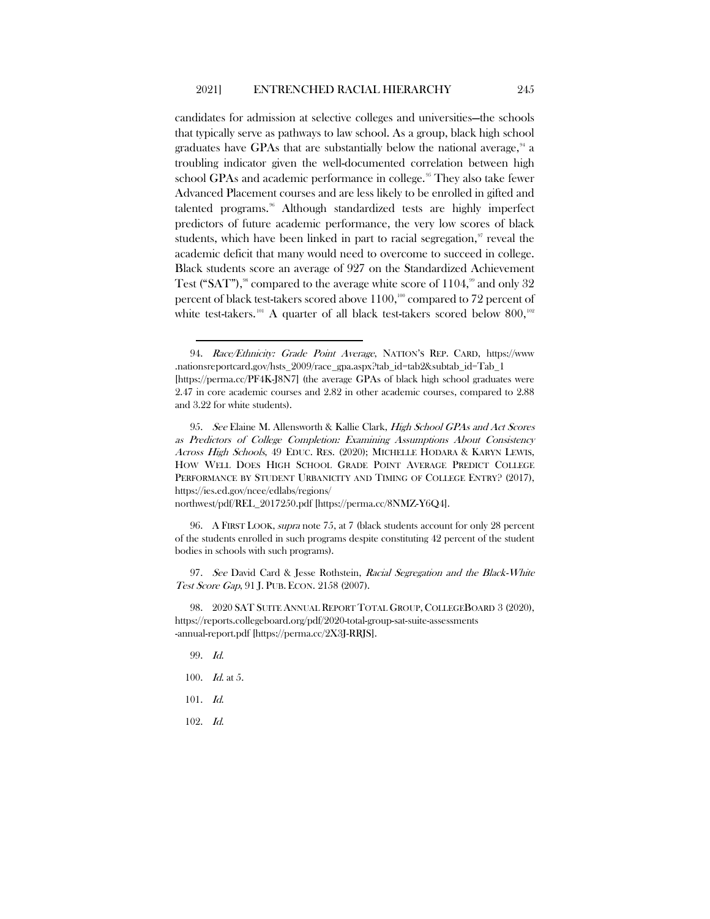candidates for admission at selective colleges and universities—the schools that typically serve as pathways to law school. As a group, black high school graduates have GPAs that are substantially below the national average,[94] a troubling indicator given the well-documented correlation between high school GPAs and academic performance in college.[95] They also take fewer Advanced Placement courses and are less likely to be enrolled in gifted and talented programs.[96] Although standardized tests are highly imperfect predictors of future academic performance, the very low scores of black students, which have been linked in part to racial segregation,[97] reveal the academic deficit that many would need to overcome to succeed in college. Black students score an average of 927 on the Standardized Achievement Test ("SAT"),[98] compared to the average white score of 1104,[99] and only 32 percent of black test-takers scored above 1100,[100] compared to 72 percent of white test-takers.[101] A quarter of all black test-takers scored below 800,[102]

---

94. *Race/Ethnicity: Grade Point Average*, NATION'S REP. CARD, https://www.nationsreportcard.gov/hsts_2009/race_gpa.aspx?tab_id=tab2&subtab_id=Tab_1 [https://perma.cc/PF4K-J8N7] (the average GPAs of black high school graduates were 2.47 in core academic courses and 2.82 in other academic courses, compared to 2.88 and 3.22 for white students).

95. *See* Elaine M. Allensworth & Kallie Clark, *High School GPAs and Act Scores as Predictors of College Completion: Examining Assumptions About Consistency Across High Schools*, 49 EDUC. RES. (2020); MICHELLE HODARA & KARYN LEWIS, HOW WELL DOES HIGH SCHOOL GRADE POINT AVERAGE PREDICT COLLEGE PERFORMANCE BY STUDENT URBANICITY AND TIMING OF COLLEGE ENTRY? (2017), https://ies.ed.gov/ncee/edlabs/regions/northwest/pdf/REL_2017250.pdf [https://perma.cc/8NMZ-Y6Q4].

96. A FIRST LOOK, *supra* note 75, at 7 (black students account for only 28 percent of the students enrolled in such programs despite constituting 42 percent of the student bodies in schools with such programs).

97. *See* David Card & Jesse Rothstein, *Racial Segregation and the Black-White Test Score Gap*, 91 J. PUB. ECON. 2158 (2007).

98. 2020 SAT SUITE ANNUAL REPORT TOTAL GROUP, COLLEGEBOARD 3 (2020), https://reports.collegeboard.org/pdf/2020-total-group-sat-suite-assessments-annual-report.pdf [https://perma.cc/2X3J-RRJS].

99. *Id.*

100. *Id.* at 5.

101. *Id.*

102. *Id.*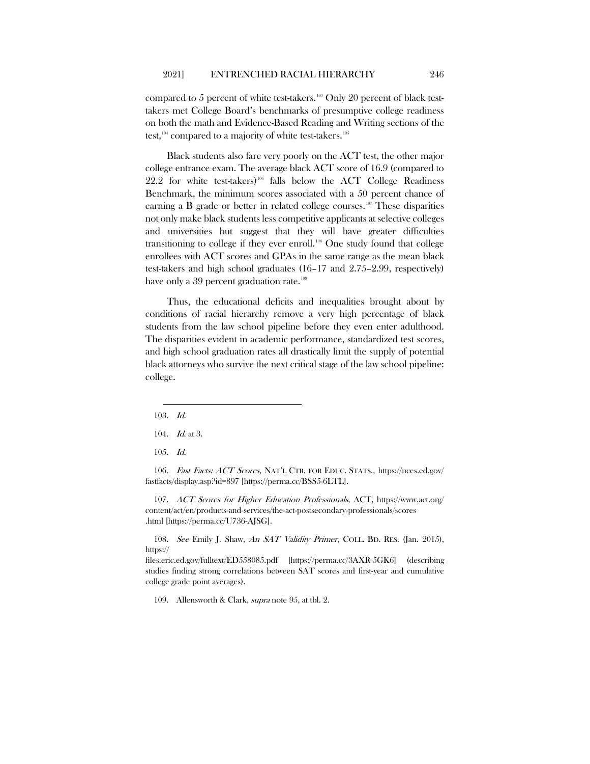compared to 5 percent of white test-takers.[103] Only 20 percent of black test-takers met College Board's benchmarks of presumptive college readiness on both the math and Evidence-Based Reading and Writing sections of the test,[104] compared to a majority of white test-takers.[105]

Black students also fare very poorly on the ACT test, the other major college entrance exam. The average black ACT score of 16.9 (compared to 22.2 for white test-takers)[106] falls below the ACT College Readiness Benchmark, the minimum scores associated with a 50 percent chance of earning a B grade or better in related college courses.[107] These disparities not only make black students less competitive applicants at selective colleges and universities but suggest that they will have greater difficulties transitioning to college if they ever enroll.[108] One study found that college enrollees with ACT scores and GPAs in the same range as the mean black test-takers and high school graduates (16–17 and 2.75–2.99, respectively) have only a 39 percent graduation rate.[109]

Thus, the educational deficits and inequalities brought about by conditions of racial hierarchy remove a very high percentage of black students from the law school pipeline before they even enter adulthood. The disparities evident in academic performance, standardized test scores, and high school graduation rates all drastically limit the supply of potential black attorneys who survive the next critical stage of the law school pipeline: college.

---

103. *Id.*

104. *Id.* at 3.

105. *Id.*

106. *Fast Facts: ACT Scores*, NAT'L CTR. FOR EDUC. STATS., https://nces.ed.gov/fastfacts/display.asp?id=897 [https://perma.cc/BSS5-6LTL].

107. *ACT Scores for Higher Education Professionals*, ACT, https://www.act.org/content/act/en/products-and-services/the-act-postsecondary-professionals/scores.html [https://perma.cc/U736-AJSG].

108. *See* Emily J. Shaw, *An SAT Validity Primer*, COLL. BD. RES. (Jan. 2015), https://files.eric.ed.gov/fulltext/ED558085.pdf [https://perma.cc/3AXR-5GK6] (describing studies finding strong correlations between SAT scores and first-year and cumulative college grade point averages).

109. Allensworth & Clark, *supra* note 95, at tbl. 2.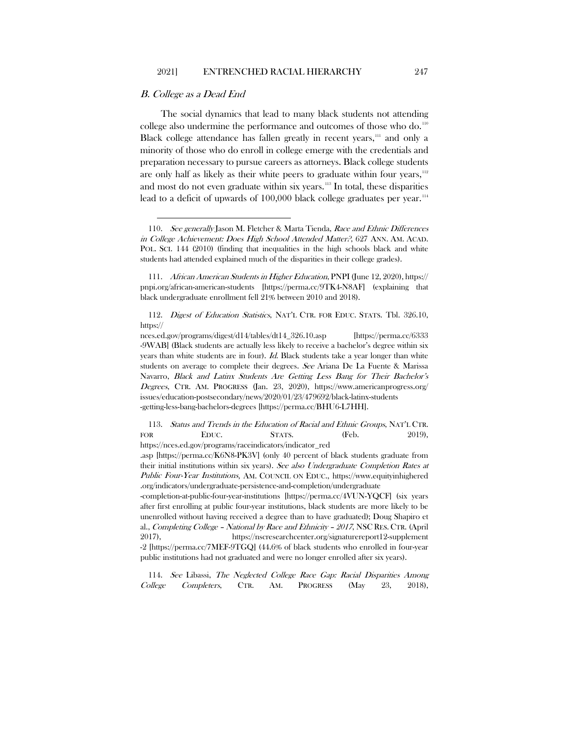## *B. College as a Dead End*

The social dynamics that lead to many black students not attending college also undermine the performance and outcomes of those who do.[110] Black college attendance has fallen greatly in recent years,[111] and only a minority of those who do enroll in college emerge with the credentials and preparation necessary to pursue careers as attorneys. Black college students are only half as likely as their white peers to graduate within four years,[112] and most do not even graduate within six years.[113] In total, these disparities lead to a deficit of upwards of 100,000 black college graduates per year.[114]

---

110. *See generally* Jason M. Fletcher & Marta Tienda, *Race and Ethnic Differences in College Achievement: Does High School Attended Matter?*, 627 ANN. AM. ACAD. POL. SCI. 144 (2010) (finding that inequalities in the high schools black and white students had attended explained much of the disparities in their college grades).

111. *African American Students in Higher Education*, PNPI (June 12, 2020), https://pnpi.org/african-american-students [https://perma.cc/9TK4-N8AF] (explaining that black undergraduate enrollment fell 21% between 2010 and 2018).

112. *Digest of Education Statistics*, NAT'L CTR. FOR EDUC. STATS. Tbl. 326.10, https://nces.ed.gov/programs/digest/d14/tables/dt14_326.10.asp [https://perma.cc/6333-9WAB] (Black students are actually less likely to receive a bachelor's degree within six years than white students are in four). *Id.* Black students take a year longer than white students on average to complete their degrees. *See* Ariana De La Fuente & Marissa Navarro, *Black and Latinx Students Are Getting Less Bang for Their Bachelor's Degrees*, CTR. AM. PROGRESS (Jan. 23, 2020), https://www.americanprogress.org/issues/education-postsecondary/news/2020/01/23/479692/black-latinx-students-getting-less-bang-bachelors-degrees [https://perma.cc/BHU6-L7HH].

113. *Status and Trends in the Education of Racial and Ethnic Groups*, NAT'L CTR. FOR EDUC. STATS. (Feb. 2019), https://nces.ed.gov/programs/raceindicators/indicator_red.asp [https://perma.cc/K6N8-PK3V] (only 40 percent of black students graduate from their initial institutions within six years). *See also Undergraduate Completion Rates at Public Four-Year Institutions*, AM. COUNCIL ON EDUC., https://www.equityinhighered.org/indicators/undergraduate-persistence-and-completion/undergraduate-completion-at-public-four-year-institutions [https://perma.cc/4VUN-YQCF] (six years after first enrolling at public four-year institutions, black students are more likely to be unenrolled without having received a degree than to have graduated); Doug Shapiro et al., *Completing College – National by Race and Ethnicity – 2017*, NSC RES. CTR. (April 2017), https://nscresearchcenter.org/signaturereport12-supplement-2 [https://perma.cc/7MEF-9TGQ] (44.6% of black students who enrolled in four-year public institutions had not graduated and were no longer enrolled after six years).

114. *See* Libassi, *The Neglected College Race Gap: Racial Disparities Among College Completers*, CTR. AM. PROGRESS (May 23, 2018),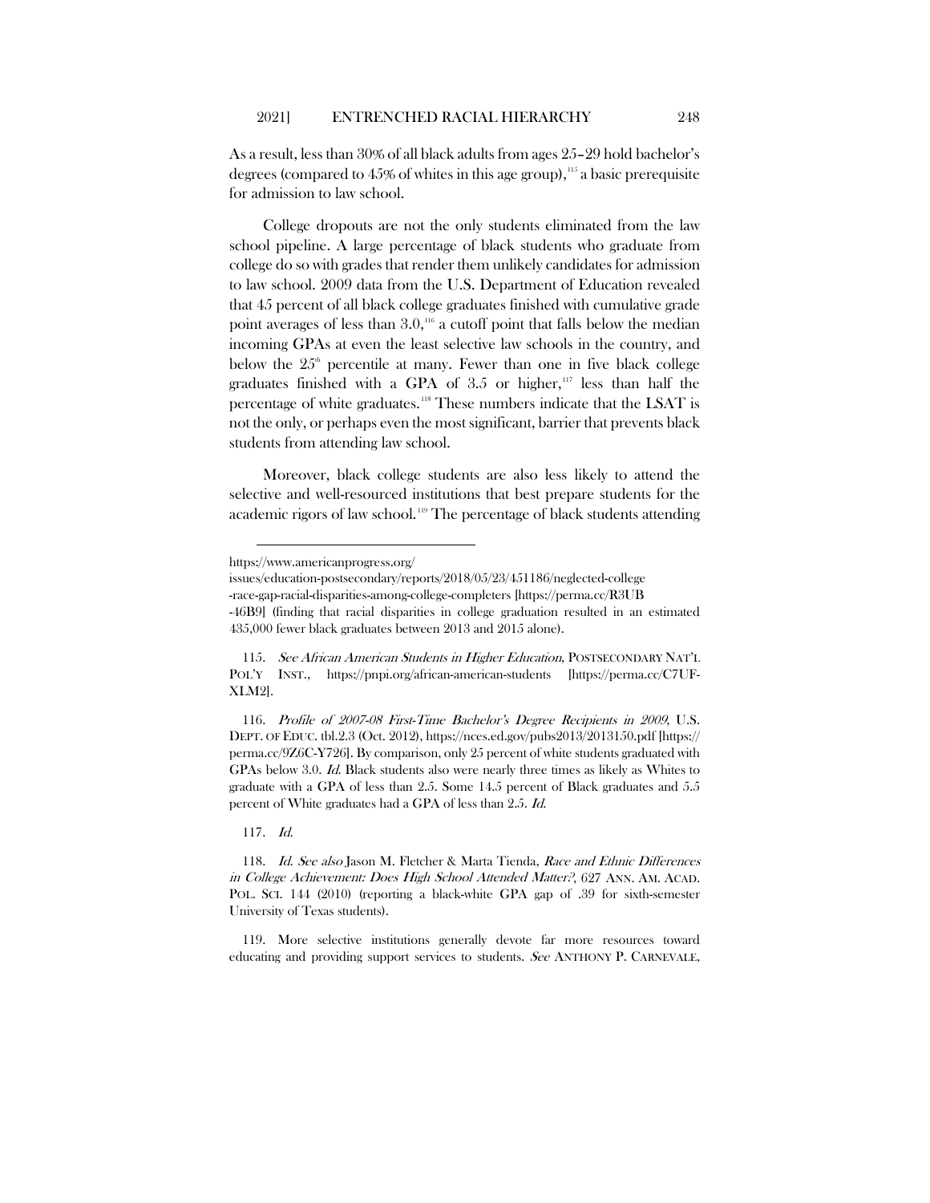As a result, less than 30% of all black adults from ages 25–29 hold bachelor's degrees (compared to 45% of whites in this age group),[115] a basic prerequisite for admission to law school.

College dropouts are not the only students eliminated from the law school pipeline. A large percentage of black students who graduate from college do so with grades that render them unlikely candidates for admission to law school. 2009 data from the U.S. Department of Education revealed that 45 percent of all black college graduates finished with cumulative grade point averages of less than 3.0,[116] a cutoff point that falls below the median incoming GPAs at even the least selective law schools in the country, and below the 25th percentile at many. Fewer than one in five black college graduates finished with a GPA of 3.5 or higher,[117] less than half the percentage of white graduates.[118] These numbers indicate that the LSAT is not the only, or perhaps even the most significant, barrier that prevents black students from attending law school.

Moreover, black college students are also less likely to attend the selective and well-resourced institutions that best prepare students for the academic rigors of law school.[119] The percentage of black students attending

---

https://www.americanprogress.org/issues/education-postsecondary/reports/2018/05/23/451186/neglected-college-race-gap-racial-disparities-among-college-completers [https://perma.cc/R3UB-46B9] (finding that racial disparities in college graduation resulted in an estimated 435,000 fewer black graduates between 2013 and 2015 alone).

115. *See African American Students in Higher Education*, POSTSECONDARY NAT'L POL'Y INST., https://pnpi.org/african-american-students [https://perma.cc/C7UF-XLM2].

116. *Profile of 2007-08 First-Time Bachelor's Degree Recipients in 2009*, U.S. DEPT. OF EDUC. tbl.2.3 (Oct. 2012), https://nces.ed.gov/pubs2013/2013150.pdf [https://perma.cc/9Z6C-Y726]. By comparison, only 25 percent of white students graduated with GPAs below 3.0. *Id.* Black students also were nearly three times as likely as Whites to graduate with a GPA of less than 2.5. Some 14.5 percent of Black graduates and 5.5 percent of White graduates had a GPA of less than 2.5. *Id.*

117. *Id.*

118. *Id. See also* Jason M. Fletcher & Marta Tienda, *Race and Ethnic Differences in College Achievement: Does High School Attended Matter?*, 627 ANN. AM. ACAD. POL. SCI. 144 (2010) (reporting a black-white GPA gap of .39 for sixth-semester University of Texas students).

119. More selective institutions generally devote far more resources toward educating and providing support services to students. *See* ANTHONY P. CARNEVALE,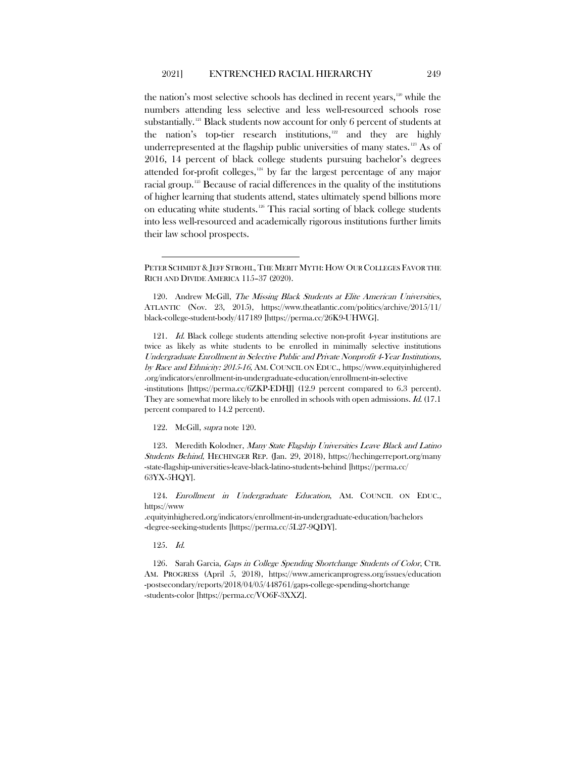the nation's most selective schools has declined in recent years,[120] while the numbers attending less selective and less well-resourced schools rose substantially.[121] Black students now account for only 6 percent of students at the nation's top-tier research institutions,[122] and they are highly underrepresented at the flagship public universities of many states.[123] As of 2016, 14 percent of black college students pursuing bachelor's degrees attended for-profit colleges,[124] by far the largest percentage of any major racial group.[125] Because of racial differences in the quality of the institutions of higher learning that students attend, states ultimately spend billions more on educating white students.[126] This racial sorting of black college students into less well-resourced and academically rigorous institutions further limits their law school prospects.

---

PETER SCHMIDT & JEFF STROHL, THE MERIT MYTH: HOW OUR COLLEGES FAVOR THE RICH AND DIVIDE AMERICA 115–37 (2020).

120. Andrew McGill, *The Missing Black Students at Elite American Universities*, ATLANTIC (Nov. 23, 2015), https://www.theatlantic.com/politics/archive/2015/11/black-college-student-body/417189 [https://perma.cc/26K9-UHWG].

121. *Id.* Black college students attending selective non-profit 4-year institutions are twice as likely as white students to be enrolled in minimally selective institutions *Undergraduate Enrollment in Selective Public and Private Nonprofit 4-Year Institutions, by Race and Ethnicity: 2015-16*, AM. COUNCIL ON EDUC., https://www.equityinhighered.org/indicators/enrollment-in-undergraduate-education/enrollment-in-selective-institutions [https://perma.cc/6ZKP-EDHJ] (12.9 percent compared to 6.3 percent). They are somewhat more likely to be enrolled in schools with open admissions. *Id.* (17.1 percent compared to 14.2 percent).

122. McGill, *supra* note 120.

123. Meredith Kolodner, *Many State Flagship Universities Leave Black and Latino Students Behind*, HECHINGER REP. (Jan. 29, 2018), https://hechingerreport.org/many-state-flagship-universities-leave-black-latino-students-behind [https://perma.cc/63YX-5HQY].

124. *Enrollment in Undergraduate Education*, AM. COUNCIL ON EDUC., https://www.equityinhighered.org/indicators/enrollment-in-undergraduate-education/bachelors-degree-seeking-students [https://perma.cc/5L27-9QDY].

125. *Id.*

126. Sarah Garcia, *Gaps in College Spending Shortchange Students of Color*, CTR. AM. PROGRESS (April 5, 2018), https://www.americanprogress.org/issues/education-postsecondary/reports/2018/04/05/448761/gaps-college-spending-shortchange-students-color [https://perma.cc/VO6F-3XXZ].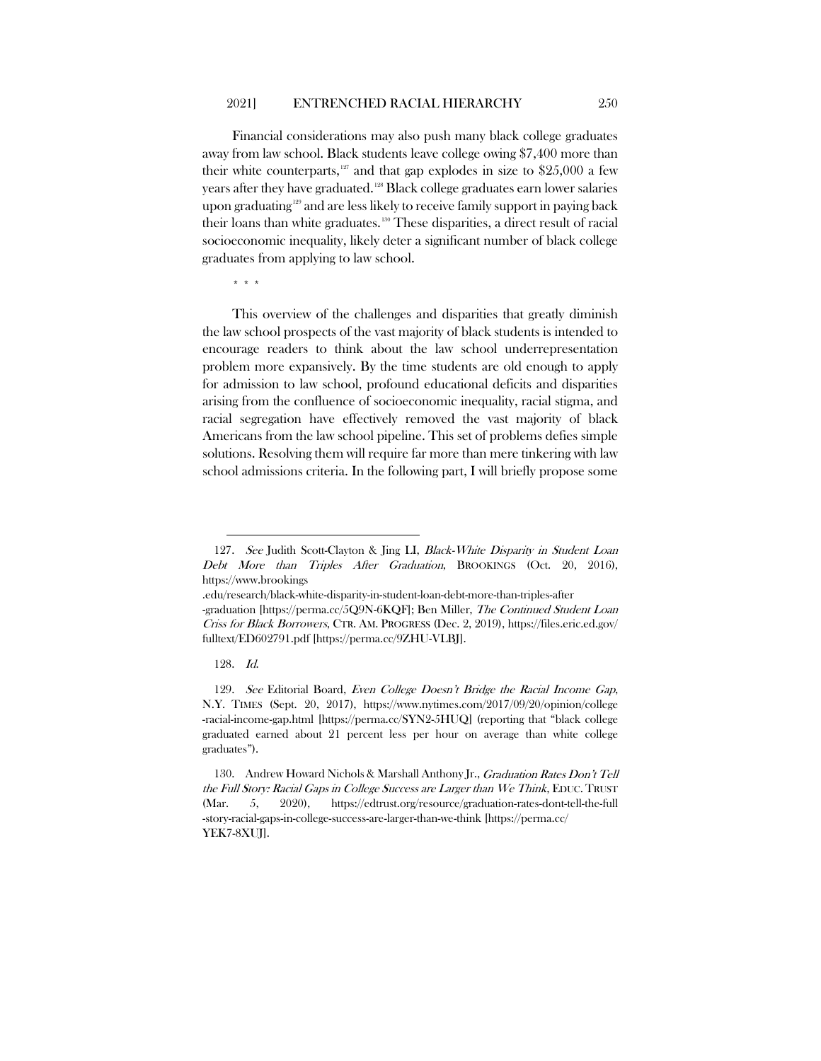Financial considerations may also push many black college graduates away from law school. Black students leave college owing $7,400 more than their white counterparts,[127] and that gap explodes in size to $25,000 a few years after they have graduated.[128] Black college graduates earn lower salaries upon graduating[129] and are less likely to receive family support in paying back their loans than white graduates.[130] These disparities, a direct result of racial socioeconomic inequality, likely deter a significant number of black college graduates from applying to law school.

\* \* \*

This overview of the challenges and disparities that greatly diminish the law school prospects of the vast majority of black students is intended to encourage readers to think about the law school underrepresentation problem more expansively. By the time students are old enough to apply for admission to law school, profound educational deficits and disparities arising from the confluence of socioeconomic inequality, racial stigma, and racial segregation have effectively removed the vast majority of black Americans from the law school pipeline. This set of problems defies simple solutions. Resolving them will require far more than mere tinkering with law school admissions criteria. In the following part, I will briefly propose some

---

127. *See* Judith Scott-Clayton & Jing LI, *Black-White Disparity in Student Loan Debt More than Triples After Graduation*, BROOKINGS (Oct. 20, 2016), https://www.brookings.edu/research/black-white-disparity-in-student-loan-debt-more-than-triples-after-graduation [https://perma.cc/5Q9N-6KQF]; Ben Miller, *The Continued Student Loan Crisis for Black Borrowers*, CTR. AM. PROGRESS (Dec. 2, 2019), https://files.eric.ed.gov/fulltext/ED602791.pdf [https://perma.cc/9ZHU-VLBJ].

128. *Id.*

129. *See* Editorial Board, *Even College Doesn't Bridge the Racial Income Gap*, N.Y. TIMES (Sept. 20, 2017), https://www.nytimes.com/2017/09/20/opinion/college-racial-income-gap.html [https://perma.cc/SYN2-5HUQ] (reporting that "black college graduated earned about 21 percent less per hour on average than white college graduates").

130. Andrew Howard Nichols & Marshall Anthony Jr., *Graduation Rates Don't Tell the Full Story: Racial Gaps in College Success are Larger than We Think*, EDUC. TRUST (Mar. 5, 2020), https://edtrust.org/resource/graduation-rates-dont-tell-the-full-story-racial-gaps-in-college-success-are-larger-than-we-think [https://perma.cc/YEK7-8XUJ].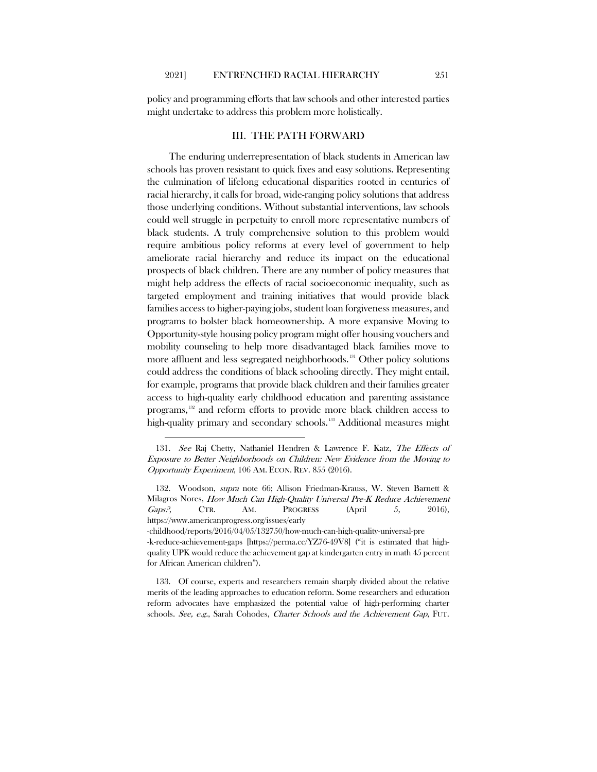policy and programming efforts that law schools and other interested parties might undertake to address this problem more holistically.

## III. THE PATH FORWARD

The enduring underrepresentation of black students in American law schools has proven resistant to quick fixes and easy solutions. Representing the culmination of lifelong educational disparities rooted in centuries of racial hierarchy, it calls for broad, wide-ranging policy solutions that address those underlying conditions. Without substantial interventions, law schools could well struggle in perpetuity to enroll more representative numbers of black students. A truly comprehensive solution to this problem would require ambitious policy reforms at every level of government to help ameliorate racial hierarchy and reduce its impact on the educational prospects of black children. There are any number of policy measures that might help address the effects of racial socioeconomic inequality, such as targeted employment and training initiatives that would provide black families access to higher-paying jobs, student loan forgiveness measures, and programs to bolster black homeownership. A more expansive Moving to Opportunity-style housing policy program might offer housing vouchers and mobility counseling to help more disadvantaged black families move to more affluent and less segregated neighborhoods.[131] Other policy solutions could address the conditions of black schooling directly. They might entail, for example, programs that provide black children and their families greater access to high-quality early childhood education and parenting assistance programs,[132] and reform efforts to provide more black children access to high-quality primary and secondary schools.[133] Additional measures might

---

131. *See* Raj Chetty, Nathaniel Hendren & Lawrence F. Katz, *The Effects of Exposure to Better Neighborhoods on Children: New Evidence from the Moving to Opportunity Experiment*, 106 AM. ECON. REV. 855 (2016).

132. Woodson, *supra* note 66; Allison Friedman-Krauss, W. Steven Barnett & Milagros Nores, *How Much Can High-Quality Universal Pre-K Reduce Achievement Gaps?*, CTR. AM. PROGRESS (April 5, 2016), https://www.americanprogress.org/issues/early-childhood/reports/2016/04/05/132750/how-much-can-high-quality-universal-pre-k-reduce-achievement-gaps [https://perma.cc/YZ76-49V8] ("it is estimated that high-quality UPK would reduce the achievement gap at kindergarten entry in math 45 percent for African American children").

133. Of course, experts and researchers remain sharply divided about the relative merits of the leading approaches to education reform. Some researchers and education reform advocates have emphasized the potential value of high-performing charter schools. *See, e.g.*, Sarah Cohodes, *Charter Schools and the Achievement Gap*, FUT.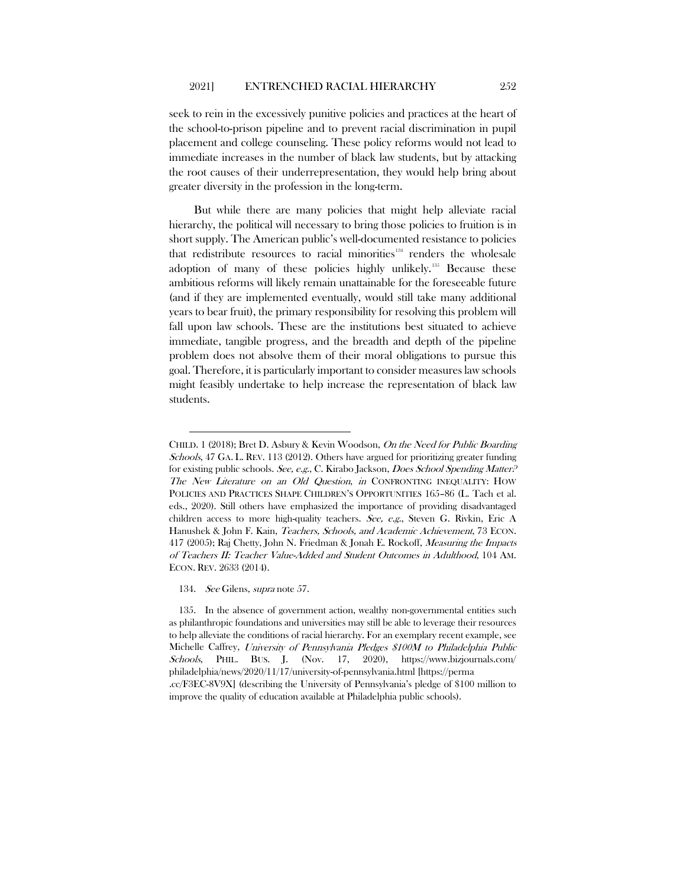seek to rein in the excessively punitive policies and practices at the heart of the school-to-prison pipeline and to prevent racial discrimination in pupil placement and college counseling. These policy reforms would not lead to immediate increases in the number of black law students, but by attacking the root causes of their underrepresentation, they would help bring about greater diversity in the profession in the long-term.

But while there are many policies that might help alleviate racial hierarchy, the political will necessary to bring those policies to fruition is in short supply. The American public's well-documented resistance to policies that redistribute resources to racial minorities[134] renders the wholesale adoption of many of these policies highly unlikely.[135] Because these ambitious reforms will likely remain unattainable for the foreseeable future (and if they are implemented eventually, would still take many additional years to bear fruit), the primary responsibility for resolving this problem will fall upon law schools. These are the institutions best situated to achieve immediate, tangible progress, and the breadth and depth of the pipeline problem does not absolve them of their moral obligations to pursue this goal. Therefore, it is particularly important to consider measures law schools might feasibly undertake to help increase the representation of black law students.

---

CHILD. 1 (2018); Bret D. Asbury & Kevin Woodson, *On the Need for Public Boarding Schools*, 47 GA. L. REV. 113 (2012). Others have argued for prioritizing greater funding for existing public schools. *See, e.g.*, C. Kirabo Jackson, *Does School Spending Matter? The New Literature on an Old Question*, *in* CONFRONTING INEQUALITY: HOW POLICIES AND PRACTICES SHAPE CHILDREN'S OPPORTUNITIES 165–86 (L. Tach et al. eds., 2020). Still others have emphasized the importance of providing disadvantaged children access to more high-quality teachers. *See, e.g.*, Steven G. Rivkin, Eric A Hanushek & John F. Kain, *Teachers, Schools, and Academic Achievement*, 73 ECON. 417 (2005); Raj Chetty, John N. Friedman & Jonah E. Rockoff, *Measuring the Impacts of Teachers II: Teacher Value-Added and Student Outcomes in Adulthood*, 104 AM. ECON. REV. 2633 (2014).

134. *See* Gilens, *supra* note 57.

135. In the absence of government action, wealthy non-governmental entities such as philanthropic foundations and universities may still be able to leverage their resources to help alleviate the conditions of racial hierarchy. For an exemplary recent example, see Michelle Caffrey, *University of Pennsylvania Pledges $100M to Philadelphia Public Schools*, PHIL. BUS. J. (Nov. 17, 2020), https://www.bizjournals.com/philadelphia/news/2020/11/17/university-of-pennsylvania.html [https://perma.cc/F3EC-8V9X] (describing the University of Pennsylvania's pledge of $100 million to improve the quality of education available at Philadelphia public schools).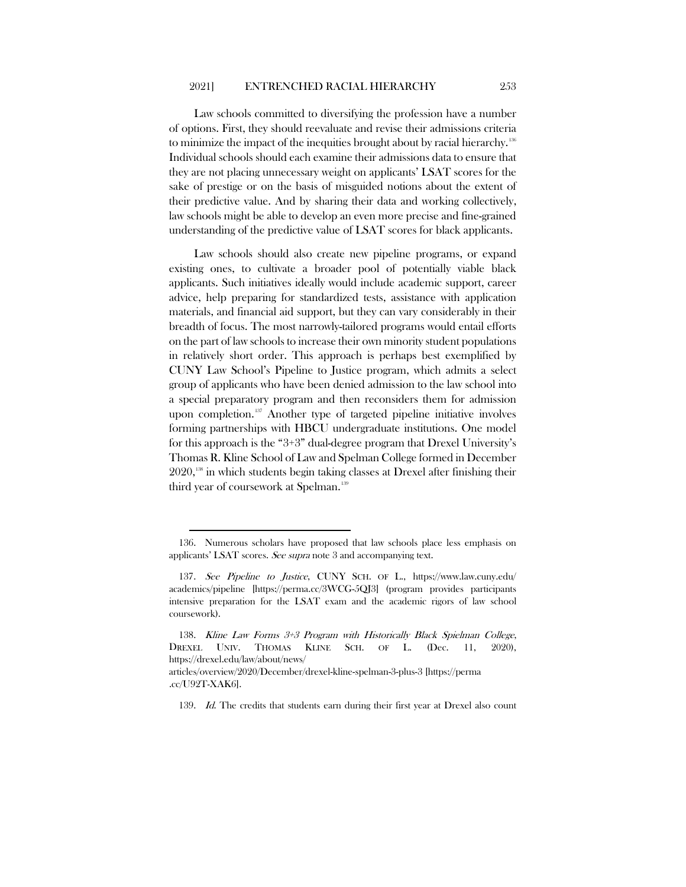Law schools committed to diversifying the profession have a number of options. First, they should reevaluate and revise their admissions criteria to minimize the impact of the inequities brought about by racial hierarchy.[136] Individual schools should each examine their admissions data to ensure that they are not placing unnecessary weight on applicants' LSAT scores for the sake of prestige or on the basis of misguided notions about the extent of their predictive value. And by sharing their data and working collectively, law schools might be able to develop an even more precise and fine-grained understanding of the predictive value of LSAT scores for black applicants.

Law schools should also create new pipeline programs, or expand existing ones, to cultivate a broader pool of potentially viable black applicants. Such initiatives ideally would include academic support, career advice, help preparing for standardized tests, assistance with application materials, and financial aid support, but they can vary considerably in their breadth of focus. The most narrowly-tailored programs would entail efforts on the part of law schools to increase their own minority student populations in relatively short order. This approach is perhaps best exemplified by CUNY Law School's Pipeline to Justice program, which admits a select group of applicants who have been denied admission to the law school into a special preparatory program and then reconsiders them for admission upon completion.[137] Another type of targeted pipeline initiative involves forming partnerships with HBCU undergraduate institutions. One model for this approach is the "3+3" dual-degree program that Drexel University's Thomas R. Kline School of Law and Spelman College formed in December 2020,[138] in which students begin taking classes at Drexel after finishing their third year of coursework at Spelman.[139]

---

136. Numerous scholars have proposed that law schools place less emphasis on applicants' LSAT scores. *See supra* note 3 and accompanying text.

137. *See Pipeline to Justice*, CUNY SCH. OF L., https://www.law.cuny.edu/academics/pipeline [https://perma.cc/3WCG-5QJ3] (program provides participants intensive preparation for the LSAT exam and the academic rigors of law school coursework).

138. *Kline Law Forms 3+3 Program with Historically Black Spielman College*, DREXEL UNIV. THOMAS KLINE SCH. OF L. (Dec. 11, 2020), https://drexel.edu/law/about/news/articles/overview/2020/December/drexel-kline-spelman-3-plus-3 [https://perma.cc/U92T-XAK6].

139. *Id.* The credits that students earn during their first year at Drexel also count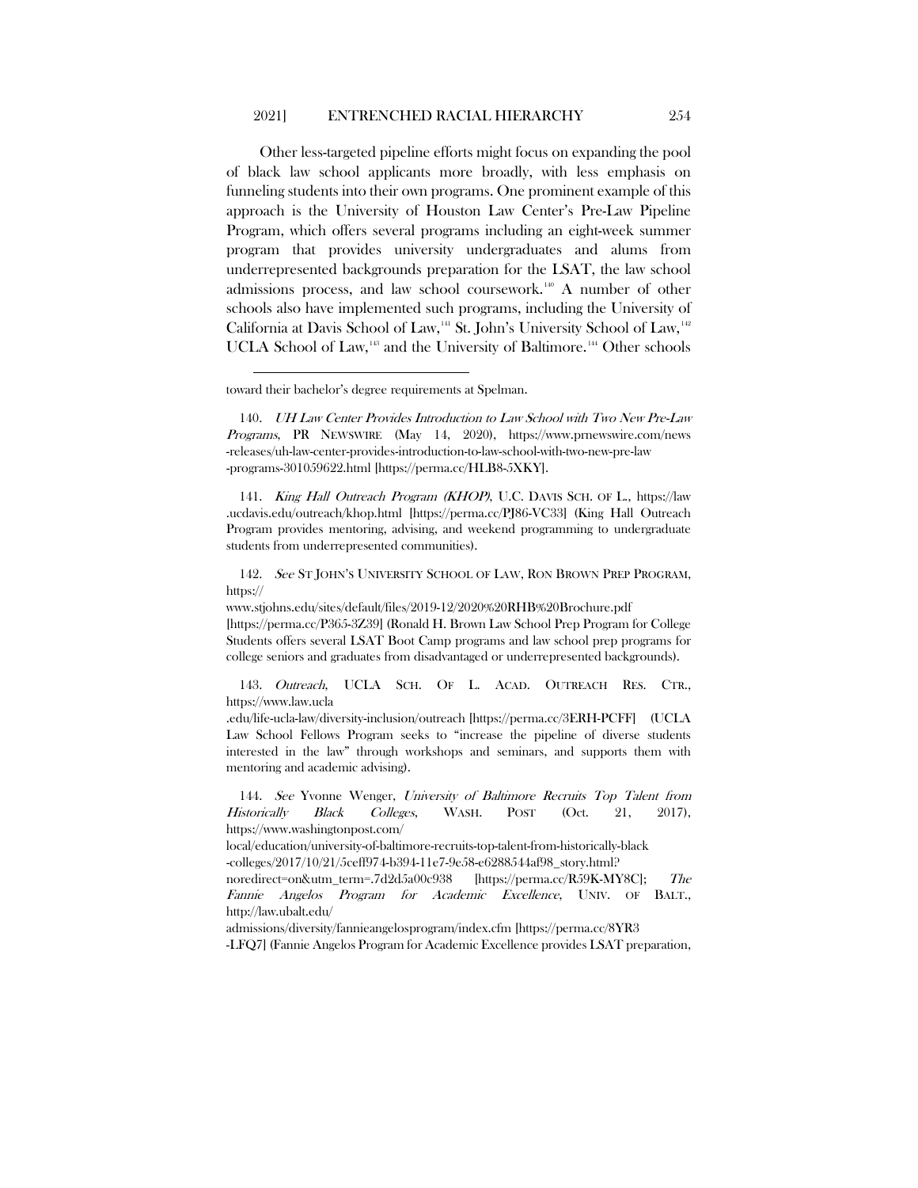Other less-targeted pipeline efforts might focus on expanding the pool of black law school applicants more broadly, with less emphasis on funneling students into their own programs. One prominent example of this approach is the University of Houston Law Center's Pre-Law Pipeline Program, which offers several programs including an eight-week summer program that provides university undergraduates and alums from underrepresented backgrounds preparation for the LSAT, the law school admissions process, and law school coursework.[140] A number of other schools also have implemented such programs, including the University of California at Davis School of Law,[141] St. John's University School of Law,[142] UCLA School of Law,[143] and the University of Baltimore.[144] Other schools

---

toward their bachelor's degree requirements at Spelman.

140. *UH Law Center Provides Introduction to Law School with Two New Pre-Law Programs*, PR NEWSWIRE (May 14, 2020), https://www.prnewswire.com/news-releases/uh-law-center-provides-introduction-to-law-school-with-two-new-pre-law-programs-301059622.html [https://perma.cc/HLB8-5XKY].

141. *King Hall Outreach Program (KHOP)*, U.C. DAVIS SCH. OF L., https://law.ucdavis.edu/outreach/khop.html [https://perma.cc/PJ86-VC33] (King Hall Outreach Program provides mentoring, advising, and weekend programming to undergraduate students from underrepresented communities).

142. *See* ST JOHN'S UNIVERSITY SCHOOL OF LAW, RON BROWN PREP PROGRAM, https://www.stjohns.edu/sites/default/files/2019-12/2020%20RHB%20Brochure.pdf [https://perma.cc/P365-3Z39] (Ronald H. Brown Law School Prep Program for College Students offers several LSAT Boot Camp programs and law school prep programs for college seniors and graduates from disadvantaged or underrepresented backgrounds).

143. *Outreach*, UCLA SCH. OF L. ACAD. OUTREACH RES. CTR., https://www.law.ucla.edu/life-ucla-law/diversity-inclusion/outreach [https://perma.cc/3ERH-PCFF] (UCLA Law School Fellows Program seeks to "increase the pipeline of diverse students interested in the law" through workshops and seminars, and supports them with mentoring and academic advising).

144. *See* Yvonne Wenger, *University of Baltimore Recruits Top Talent from Historically Black Colleges*, WASH. POST (Oct. 21, 2017), https://www.washingtonpost.com/local/education/university-of-baltimore-recruits-top-talent-from-historically-black-colleges/2017/10/21/5ceff974-b394-11e7-9e58-e6288544af98_story.html?noredirect=on&utm_term=.7d2d5a00c938 [https://perma.cc/R59K-MY8C]; *The Fannie Angelos Program for Academic Excellence*, UNIV. OF BALT., http://law.ubalt.edu/admissions/diversity/fannieangelosprogram/index.cfm [https://perma.cc/8YR3-LFQ7] (Fannie Angelos Program for Academic Excellence provides LSAT preparation,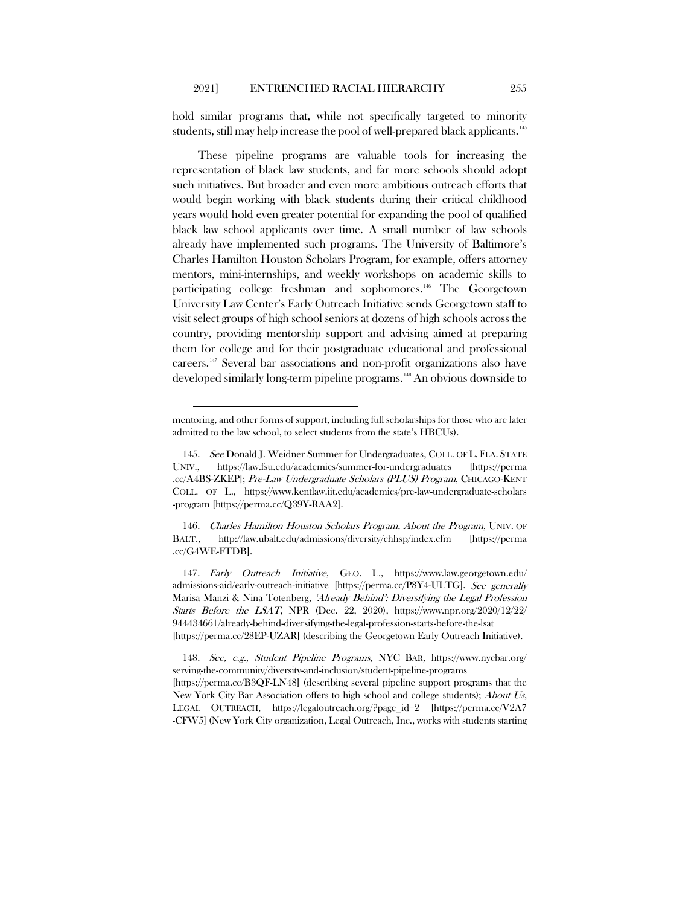hold similar programs that, while not specifically targeted to minority students, still may help increase the pool of well-prepared black applicants.[145]

These pipeline programs are valuable tools for increasing the representation of black law students, and far more schools should adopt such initiatives. But broader and even more ambitious outreach efforts that would begin working with black students during their critical childhood years would hold even greater potential for expanding the pool of qualified black law school applicants over time. A small number of law schools already have implemented such programs. The University of Baltimore's Charles Hamilton Houston Scholars Program, for example, offers attorney mentors, mini-internships, and weekly workshops on academic skills to participating college freshman and sophomores.[146] The Georgetown University Law Center's Early Outreach Initiative sends Georgetown staff to visit select groups of high school seniors at dozens of high schools across the country, providing mentorship support and advising aimed at preparing them for college and for their postgraduate educational and professional careers.[147] Several bar associations and non-profit organizations also have developed similarly long-term pipeline programs.[148] An obvious downside to

---

mentoring, and other forms of support, including full scholarships for those who are later admitted to the law school, to select students from the state's HBCUs).

145. *See* Donald J. Weidner Summer for Undergraduates, COLL. OF L. FLA. STATE UNIV., https://law.fsu.edu/academics/summer-for-undergraduates [https://perma.cc/A4BS-ZKEP]; *Pre-Law Undergraduate Scholars (PLUS) Program*, CHICAGO-KENT COLL. OF L., https://www.kentlaw.iit.edu/academics/pre-law-undergraduate-scholars-program [https://perma.cc/Q39Y-RAA2].

146. *Charles Hamilton Houston Scholars Program, About the Program*, UNIV. OF BALT., http://law.ubalt.edu/admissions/diversity/chhsp/index.cfm [https://perma.cc/G4WE-FTDB].

147. *Early Outreach Initiative*, GEO. L., https://www.law.georgetown.edu/admissions-aid/early-outreach-initiative [https://perma.cc/P8Y4-ULTG]. *See generally* Marisa Manzi & Nina Totenberg, *'Already Behind': Diversifying the Legal Profession Starts Before the LSAT*, NPR (Dec. 22, 2020), https://www.npr.org/2020/12/22/944434661/already-behind-diversifying-the-legal-profession-starts-before-the-lsat [https://perma.cc/28EP-UZAR] (describing the Georgetown Early Outreach Initiative).

148. *See, e.g.*, *Student Pipeline Programs*, NYC BAR, https://www.nycbar.org/serving-the-community/diversity-and-inclusion/student-pipeline-programs [https://perma.cc/B3QF-LN48] (describing several pipeline support programs that the New York City Bar Association offers to high school and college students); *About Us*, LEGAL OUTREACH, https://legaloutreach.org/?page_id=2 [https://perma.cc/V2A7-CFW5] (New York City organization, Legal Outreach, Inc., works with students starting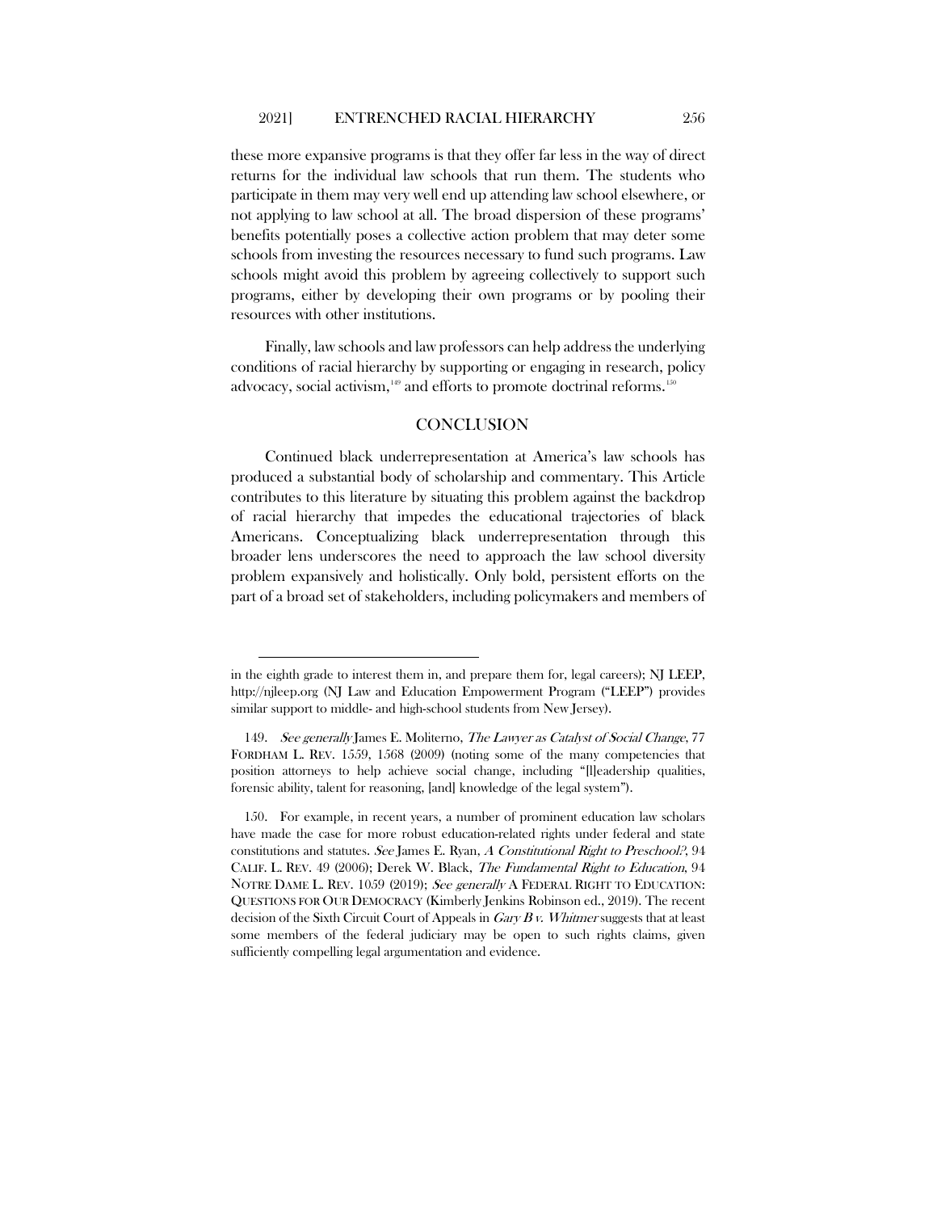these more expansive programs is that they offer far less in the way of direct returns for the individual law schools that run them. The students who participate in them may very well end up attending law school elsewhere, or not applying to law school at all. The broad dispersion of these programs' benefits potentially poses a collective action problem that may deter some schools from investing the resources necessary to fund such programs. Law schools might avoid this problem by agreeing collectively to support such programs, either by developing their own programs or by pooling their resources with other institutions.

Finally, law schools and law professors can help address the underlying conditions of racial hierarchy by supporting or engaging in research, policy advocacy, social activism,[149] and efforts to promote doctrinal reforms.[150]

## CONCLUSION

Continued black underrepresentation at America's law schools has produced a substantial body of scholarship and commentary. This Article contributes to this literature by situating this problem against the backdrop of racial hierarchy that impedes the educational trajectories of black Americans. Conceptualizing black underrepresentation through this broader lens underscores the need to approach the law school diversity problem expansively and holistically. Only bold, persistent efforts on the part of a broad set of stakeholders, including policymakers and members of

---

in the eighth grade to interest them in, and prepare them for, legal careers); NJ LEEP, http://njleep.org (NJ Law and Education Empowerment Program ("LEEP") provides similar support to middle- and high-school students from New Jersey).

149. *See generally* James E. Moliterno, *The Lawyer as Catalyst of Social Change*, 77 FORDHAM L. REV. 1559, 1568 (2009) (noting some of the many competencies that position attorneys to help achieve social change, including "[l]eadership qualities, forensic ability, talent for reasoning, [and] knowledge of the legal system").

150. For example, in recent years, a number of prominent education law scholars have made the case for more robust education-related rights under federal and state constitutions and statutes. *See* James E. Ryan, *A Constitutional Right to Preschool?*, 94 CALIF. L. REV. 49 (2006); Derek W. Black, *The Fundamental Right to Education*, 94 NOTRE DAME L. REV. 1059 (2019); *See generally* A FEDERAL RIGHT TO EDUCATION: QUESTIONS FOR OUR DEMOCRACY (Kimberly Jenkins Robinson ed., 2019). The recent decision of the Sixth Circuit Court of Appeals in *Gary B v. Whitmer* suggests that at least some members of the federal judiciary may be open to such rights claims, given sufficiently compelling legal argumentation and evidence.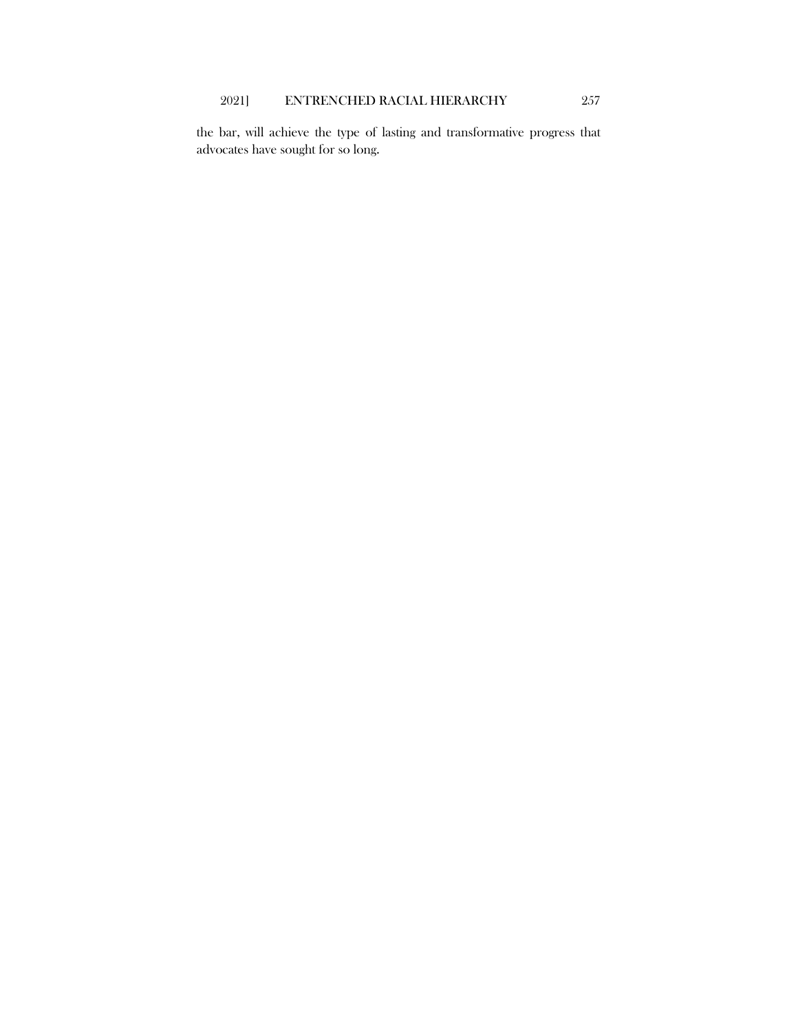the bar, will achieve the type of lasting and transformative progress that advocates have sought for so long.